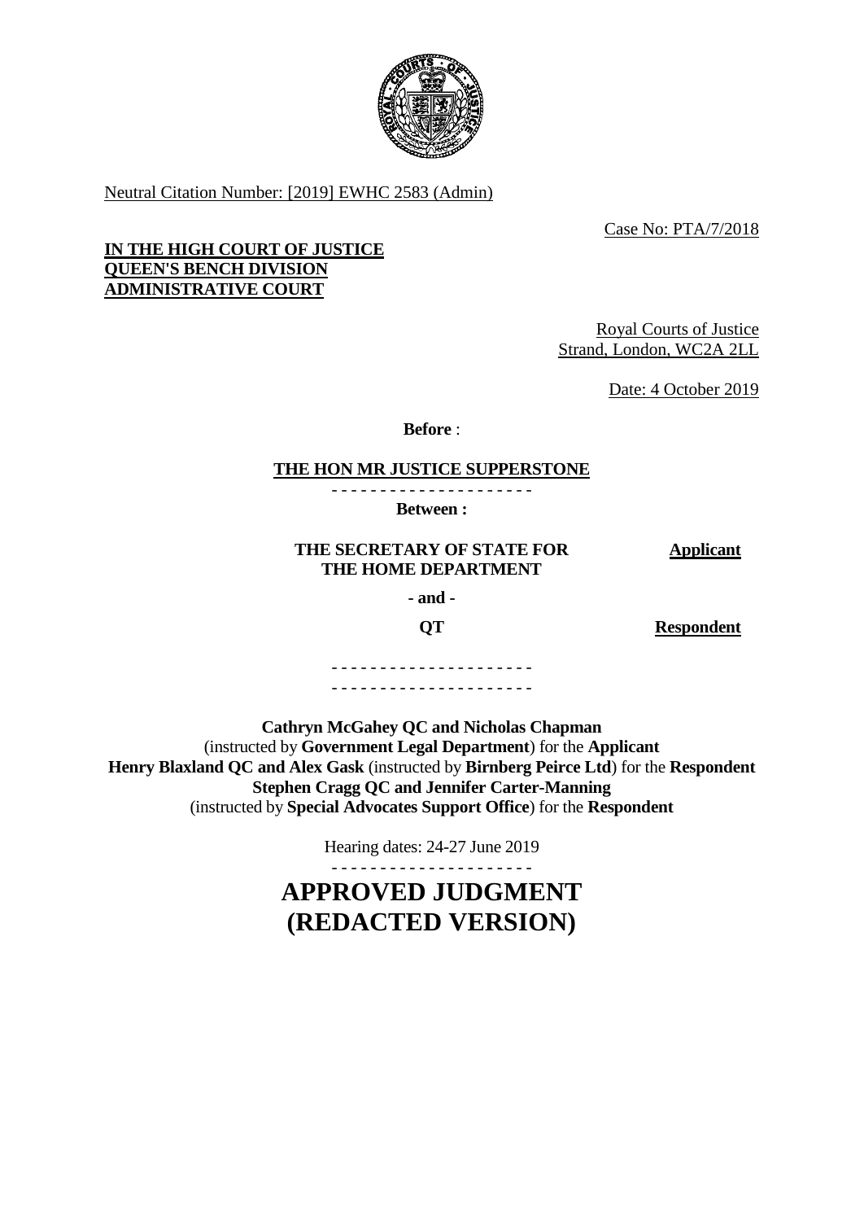Neutral Citation Number: [2019] EWHC 2583 (Admin)

Case No: PTA/7/2018

**IN THE HIGH COURT OF JUSTICE**
**QUEEN'S BENCH DIVISION**
**ADMINISTRATIVE COURT**

Royal Courts of Justice
Strand, London, WC2A 2LL

Date: 4 October 2019

**Before** :

**THE HON MR JUSTICE SUPPERSTONE**

- - - - - - - - - - - - - - - - - - - - -

**Between :**

| | |
|---|---|
| **THE SECRETARY OF STATE FOR THE HOME DEPARTMENT** | **Applicant** |
| **- and -** | |
| **QT** | **Respondent** |

- - - - - - - - - - - - - - - - - - - - -
- - - - - - - - - - - - - - - - - - - - -

**Cathryn McGahey QC and Nicholas Chapman**
(instructed by **Government Legal Department**) for the **Applicant**
**Henry Blaxland QC and Alex Gask** (instructed by **Birnberg Peirce Ltd**) for the **Respondent**
**Stephen Cragg QC and Jennifer Carter-Manning**
(instructed by **Special Advocates Support Office**) for the **Respondent**

Hearing dates: 24-27 June 2019

- - - - - - - - - - - - - - - - - - - - -

# APPROVED JUDGMENT (REDACTED VERSION)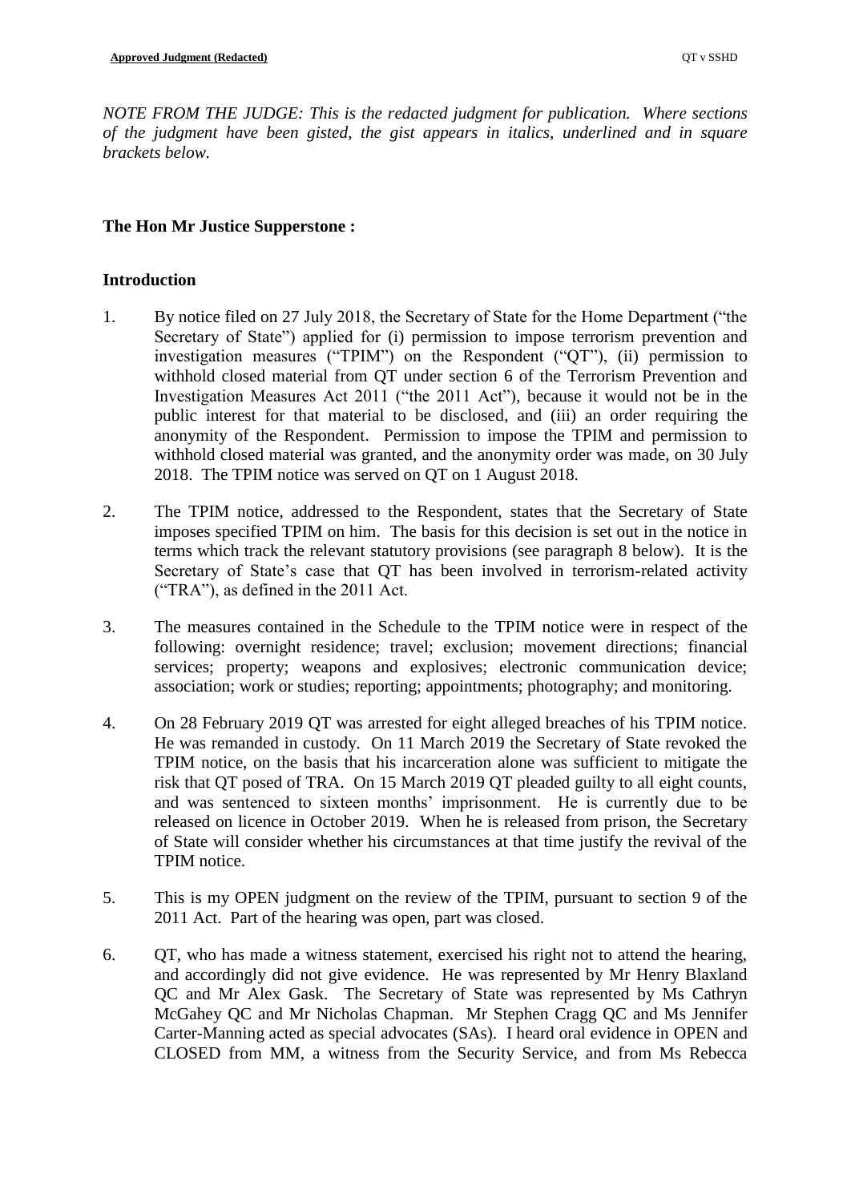*NOTE FROM THE JUDGE: This is the redacted judgment for publication. Where sections of the judgment have been gisted, the gist appears in italics, underlined and in square brackets below.*

**The Hon Mr Justice Supperstone :**

## Introduction

1. By notice filed on 27 July 2018, the Secretary of State for the Home Department ("the Secretary of State") applied for (i) permission to impose terrorism prevention and investigation measures ("TPIM") on the Respondent ("QT"), (ii) permission to withhold closed material from QT under section 6 of the Terrorism Prevention and Investigation Measures Act 2011 ("the 2011 Act"), because it would not be in the public interest for that material to be disclosed, and (iii) an order requiring the anonymity of the Respondent. Permission to impose the TPIM and permission to withhold closed material was granted, and the anonymity order was made, on 30 July 2018. The TPIM notice was served on QT on 1 August 2018.

2. The TPIM notice, addressed to the Respondent, states that the Secretary of State imposes specified TPIM on him. The basis for this decision is set out in the notice in terms which track the relevant statutory provisions (see paragraph 8 below). It is the Secretary of State's case that QT has been involved in terrorism-related activity ("TRA"), as defined in the 2011 Act.

3. The measures contained in the Schedule to the TPIM notice were in respect of the following: overnight residence; travel; exclusion; movement directions; financial services; property; weapons and explosives; electronic communication device; association; work or studies; reporting; appointments; photography; and monitoring.

4. On 28 February 2019 QT was arrested for eight alleged breaches of his TPIM notice. He was remanded in custody. On 11 March 2019 the Secretary of State revoked the TPIM notice, on the basis that his incarceration alone was sufficient to mitigate the risk that QT posed of TRA. On 15 March 2019 QT pleaded guilty to all eight counts, and was sentenced to sixteen months' imprisonment. He is currently due to be released on licence in October 2019. When he is released from prison, the Secretary of State will consider whether his circumstances at that time justify the revival of the TPIM notice.

5. This is my OPEN judgment on the review of the TPIM, pursuant to section 9 of the 2011 Act. Part of the hearing was open, part was closed.

6. QT, who has made a witness statement, exercised his right not to attend the hearing, and accordingly did not give evidence. He was represented by Mr Henry Blaxland QC and Mr Alex Gask. The Secretary of State was represented by Ms Cathryn McGahey QC and Mr Nicholas Chapman. Mr Stephen Cragg QC and Ms Jennifer Carter-Manning acted as special advocates (SAs). I heard oral evidence in OPEN and CLOSED from MM, a witness from the Security Service, and from Ms Rebecca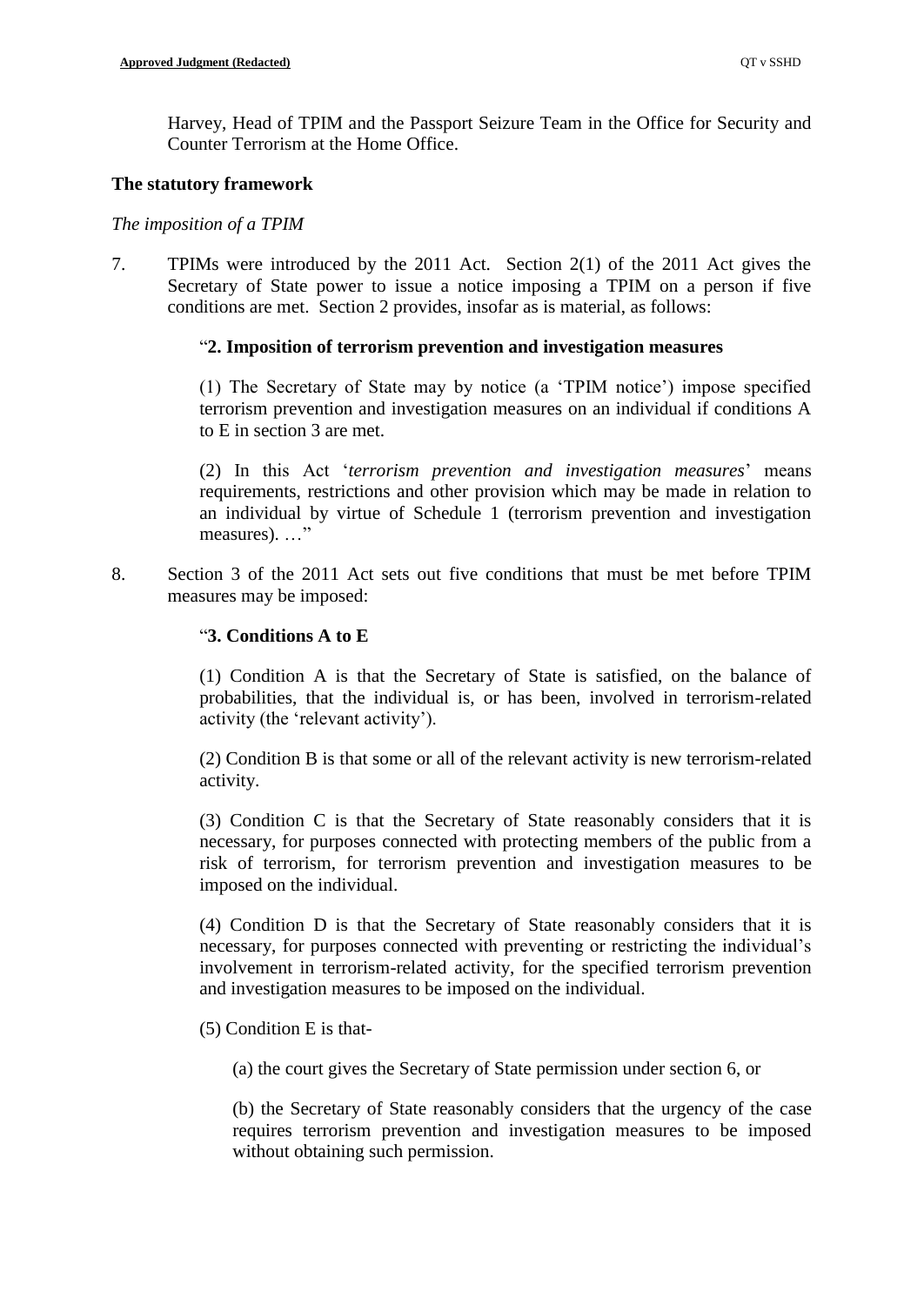Harvey, Head of TPIM and the Passport Seizure Team in the Office for Security and Counter Terrorism at the Home Office.

**The statutory framework**

*The imposition of a TPIM*

7. TPIMs were introduced by the 2011 Act. Section 2(1) of the 2011 Act gives the Secretary of State power to issue a notice imposing a TPIM on a person if five conditions are met. Section 2 provides, insofar as is material, as follows:

> "**2. Imposition of terrorism prevention and investigation measures**
>
> (1) The Secretary of State may by notice (a 'TPIM notice') impose specified terrorism prevention and investigation measures on an individual if conditions A to E in section 3 are met.
>
> (2) In this Act '*terrorism prevention and investigation measures*' means requirements, restrictions and other provision which may be made in relation to an individual by virtue of Schedule 1 (terrorism prevention and investigation measures). …"

8. Section 3 of the 2011 Act sets out five conditions that must be met before TPIM measures may be imposed:

> "**3. Conditions A to E**
>
> (1) Condition A is that the Secretary of State is satisfied, on the balance of probabilities, that the individual is, or has been, involved in terrorism-related activity (the 'relevant activity').
>
> (2) Condition B is that some or all of the relevant activity is new terrorism-related activity.
>
> (3) Condition C is that the Secretary of State reasonably considers that it is necessary, for purposes connected with protecting members of the public from a risk of terrorism, for terrorism prevention and investigation measures to be imposed on the individual.
>
> (4) Condition D is that the Secretary of State reasonably considers that it is necessary, for purposes connected with preventing or restricting the individual's involvement in terrorism-related activity, for the specified terrorism prevention and investigation measures to be imposed on the individual.
>
> (5) Condition E is that-
>
> (a) the court gives the Secretary of State permission under section 6, or
>
> (b) the Secretary of State reasonably considers that the urgency of the case requires terrorism prevention and investigation measures to be imposed without obtaining such permission.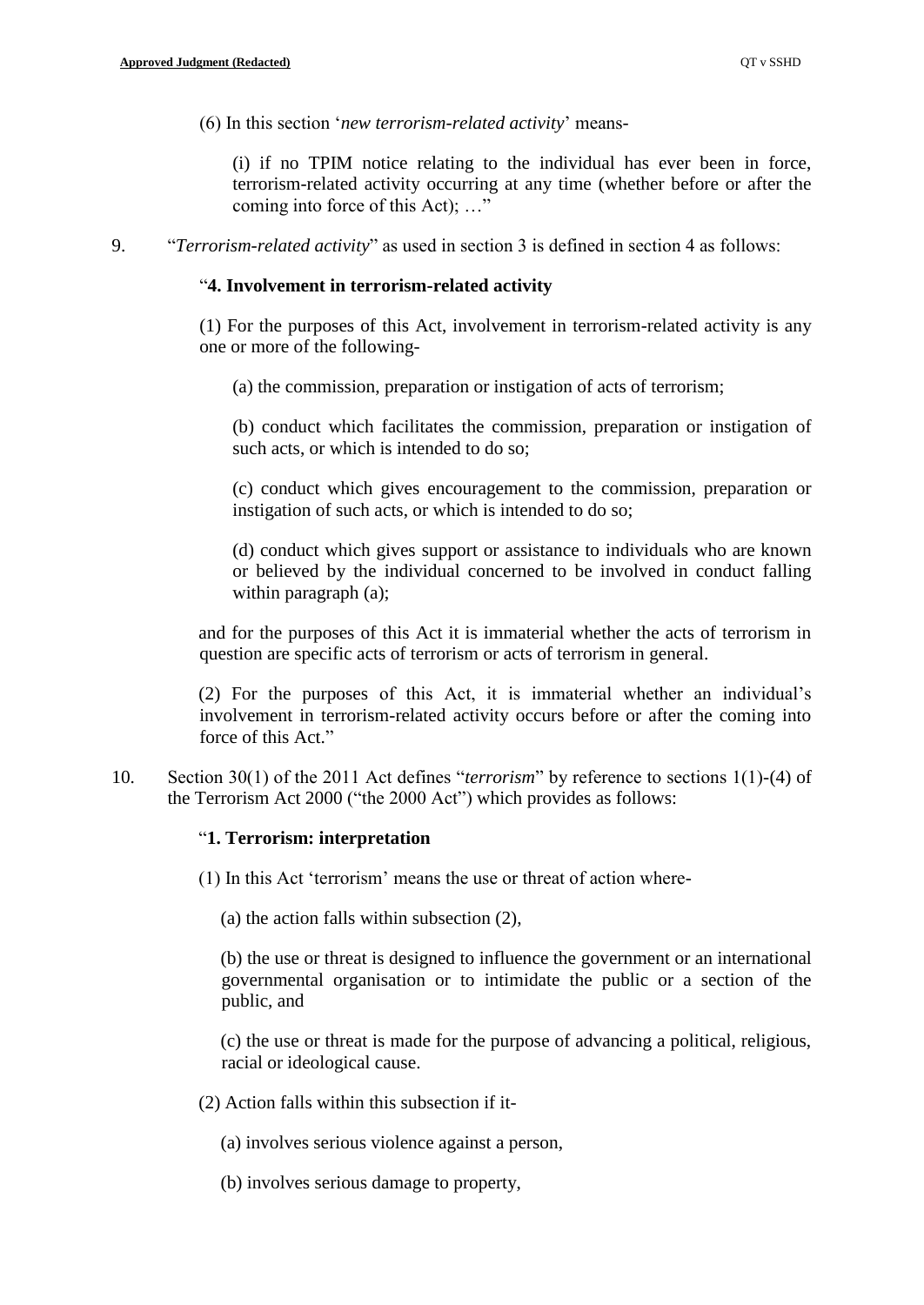(6) In this section '*new terrorism-related activity*' means-

> (i) if no TPIM notice relating to the individual has ever been in force, terrorism-related activity occurring at any time (whether before or after the coming into force of this Act); …"

9. "*Terrorism-related activity*" as used in section 3 is defined in section 4 as follows:

"**4. Involvement in terrorism-related activity**

(1) For the purposes of this Act, involvement in terrorism-related activity is any one or more of the following-

> (a) the commission, preparation or instigation of acts of terrorism;
>
> (b) conduct which facilitates the commission, preparation or instigation of such acts, or which is intended to do so;
>
> (c) conduct which gives encouragement to the commission, preparation or instigation of such acts, or which is intended to do so;
>
> (d) conduct which gives support or assistance to individuals who are known or believed by the individual concerned to be involved in conduct falling within paragraph (a);

and for the purposes of this Act it is immaterial whether the acts of terrorism in question are specific acts of terrorism or acts of terrorism in general.

(2) For the purposes of this Act, it is immaterial whether an individual's involvement in terrorism-related activity occurs before or after the coming into force of this Act."

10. Section 30(1) of the 2011 Act defines "*terrorism*" by reference to sections 1(1)-(4) of the Terrorism Act 2000 ("the 2000 Act") which provides as follows:

"**1. Terrorism: interpretation**

(1) In this Act 'terrorism' means the use or threat of action where-

> (a) the action falls within subsection (2),
>
> (b) the use or threat is designed to influence the government or an international governmental organisation or to intimidate the public or a section of the public, and
>
> (c) the use or threat is made for the purpose of advancing a political, religious, racial or ideological cause.

(2) Action falls within this subsection if it-

> (a) involves serious violence against a person,
>
> (b) involves serious damage to property,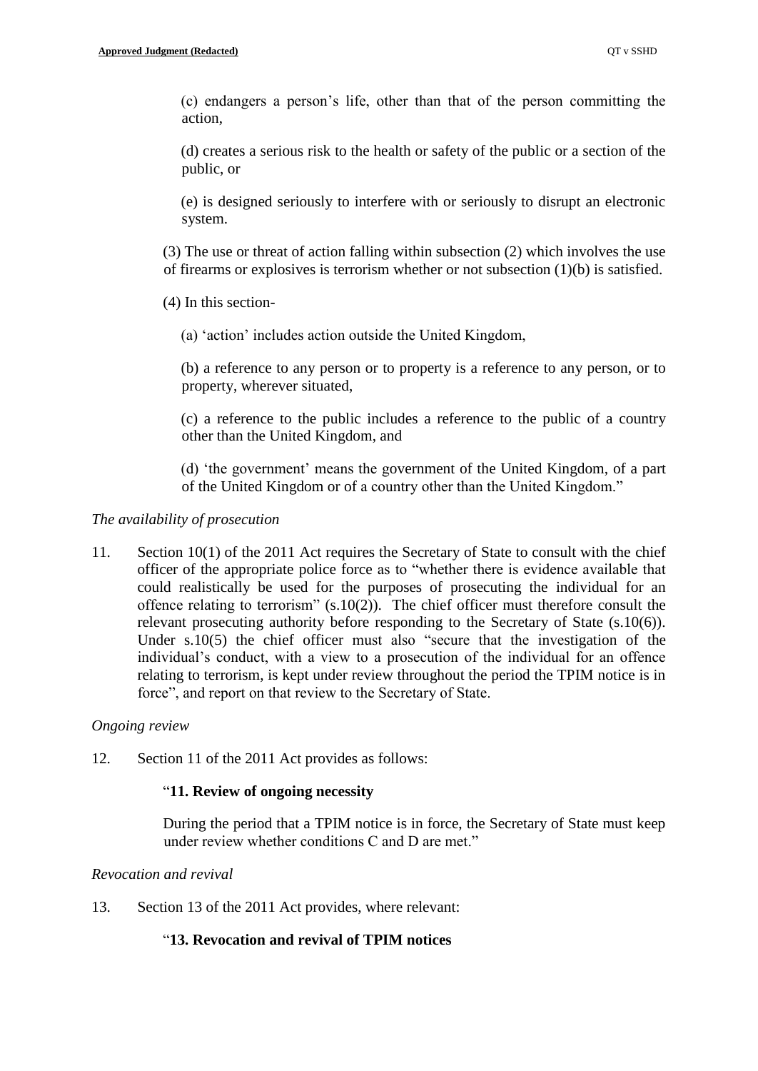(c) endangers a person's life, other than that of the person committing the action,

(d) creates a serious risk to the health or safety of the public or a section of the public, or

(e) is designed seriously to interfere with or seriously to disrupt an electronic system.

(3) The use or threat of action falling within subsection (2) which involves the use of firearms or explosives is terrorism whether or not subsection (1)(b) is satisfied.

(4) In this section-

(a) 'action' includes action outside the United Kingdom,

(b) a reference to any person or to property is a reference to any person, or to property, wherever situated,

(c) a reference to the public includes a reference to the public of a country other than the United Kingdom, and

(d) 'the government' means the government of the United Kingdom, of a part of the United Kingdom or of a country other than the United Kingdom."

*The availability of prosecution*

11. Section 10(1) of the 2011 Act requires the Secretary of State to consult with the chief officer of the appropriate police force as to "whether there is evidence available that could realistically be used for the purposes of prosecuting the individual for an offence relating to terrorism" (s.10(2)). The chief officer must therefore consult the relevant prosecuting authority before responding to the Secretary of State (s.10(6)). Under s.10(5) the chief officer must also "secure that the investigation of the individual's conduct, with a view to a prosecution of the individual for an offence relating to terrorism, is kept under review throughout the period the TPIM notice is in force", and report on that review to the Secretary of State.

*Ongoing review*

12. Section 11 of the 2011 Act provides as follows:

"**11. Review of ongoing necessity**

During the period that a TPIM notice is in force, the Secretary of State must keep under review whether conditions C and D are met."

*Revocation and revival*

13. Section 13 of the 2011 Act provides, where relevant:

"**13. Revocation and revival of TPIM notices**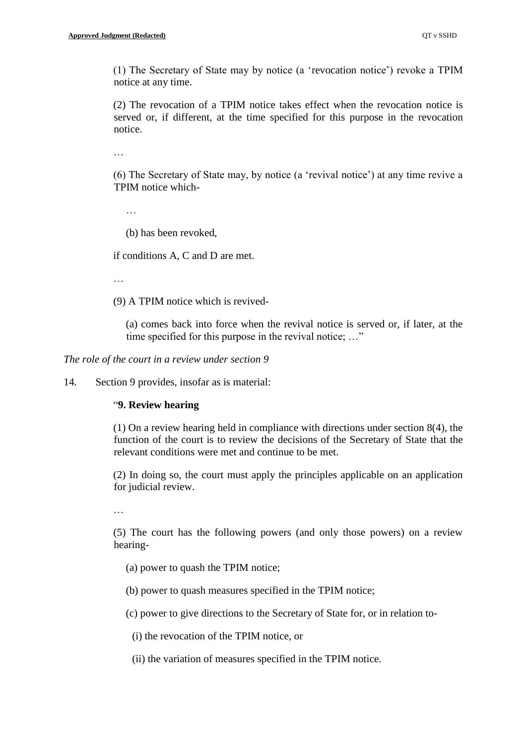(1) The Secretary of State may by notice (a 'revocation notice') revoke a TPIM notice at any time.

(2) The revocation of a TPIM notice takes effect when the revocation notice is served or, if different, at the time specified for this purpose in the revocation notice.

…

(6) The Secretary of State may, by notice (a 'revival notice') at any time revive a TPIM notice which-

…

(b) has been revoked,

if conditions A, C and D are met.

…

(9) A TPIM notice which is revived-

(a) comes back into force when the revival notice is served or, if later, at the time specified for this purpose in the revival notice; …"

*The role of the court in a review under section 9*

14. Section 9 provides, insofar as is material:

"**9. Review hearing**

(1) On a review hearing held in compliance with directions under section 8(4), the function of the court is to review the decisions of the Secretary of State that the relevant conditions were met and continue to be met.

(2) In doing so, the court must apply the principles applicable on an application for judicial review.

…

(5) The court has the following powers (and only those powers) on a review hearing-

(a) power to quash the TPIM notice;

(b) power to quash measures specified in the TPIM notice;

(c) power to give directions to the Secretary of State for, or in relation to-

(i) the revocation of the TPIM notice, or

(ii) the variation of measures specified in the TPIM notice.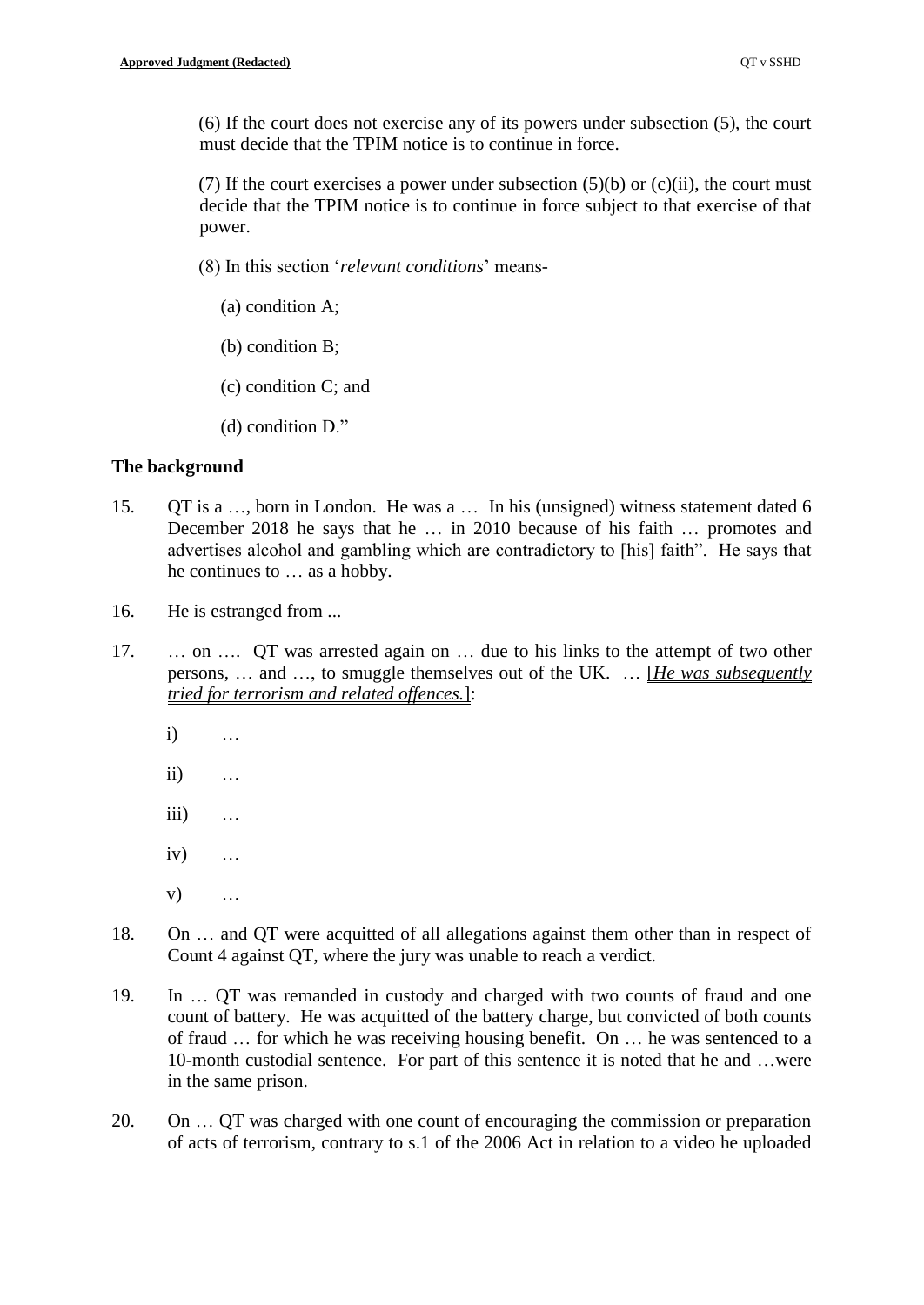(6) If the court does not exercise any of its powers under subsection (5), the court must decide that the TPIM notice is to continue in force.

(7) If the court exercises a power under subsection (5)(b) or (c)(ii), the court must decide that the TPIM notice is to continue in force subject to that exercise of that power.

(8) In this section '*relevant conditions*' means-

(a) condition A;

(b) condition B;

(c) condition C; and

(d) condition D."

**The background**

15. QT is a …, born in London. He was a … In his (unsigned) witness statement dated 6 December 2018 he says that he … in 2010 because of his faith … promotes and advertises alcohol and gambling which are contradictory to [his] faith". He says that he continues to … as a hobby.

16. He is estranged from ...

17. … on …. QT was arrested again on … due to his links to the attempt of two other persons, … and …, to smuggle themselves out of the UK. … [*He was subsequently tried for terrorism and related offences.*]:

    i) …

    ii) …

    iii) …

    iv) …

    v) …

18. On … and QT were acquitted of all allegations against them other than in respect of Count 4 against QT, where the jury was unable to reach a verdict.

19. In … QT was remanded in custody and charged with two counts of fraud and one count of battery. He was acquitted of the battery charge, but convicted of both counts of fraud … for which he was receiving housing benefit. On … he was sentenced to a 10-month custodial sentence. For part of this sentence it is noted that he and …were in the same prison.

20. On … QT was charged with one count of encouraging the commission or preparation of acts of terrorism, contrary to s.1 of the 2006 Act in relation to a video he uploaded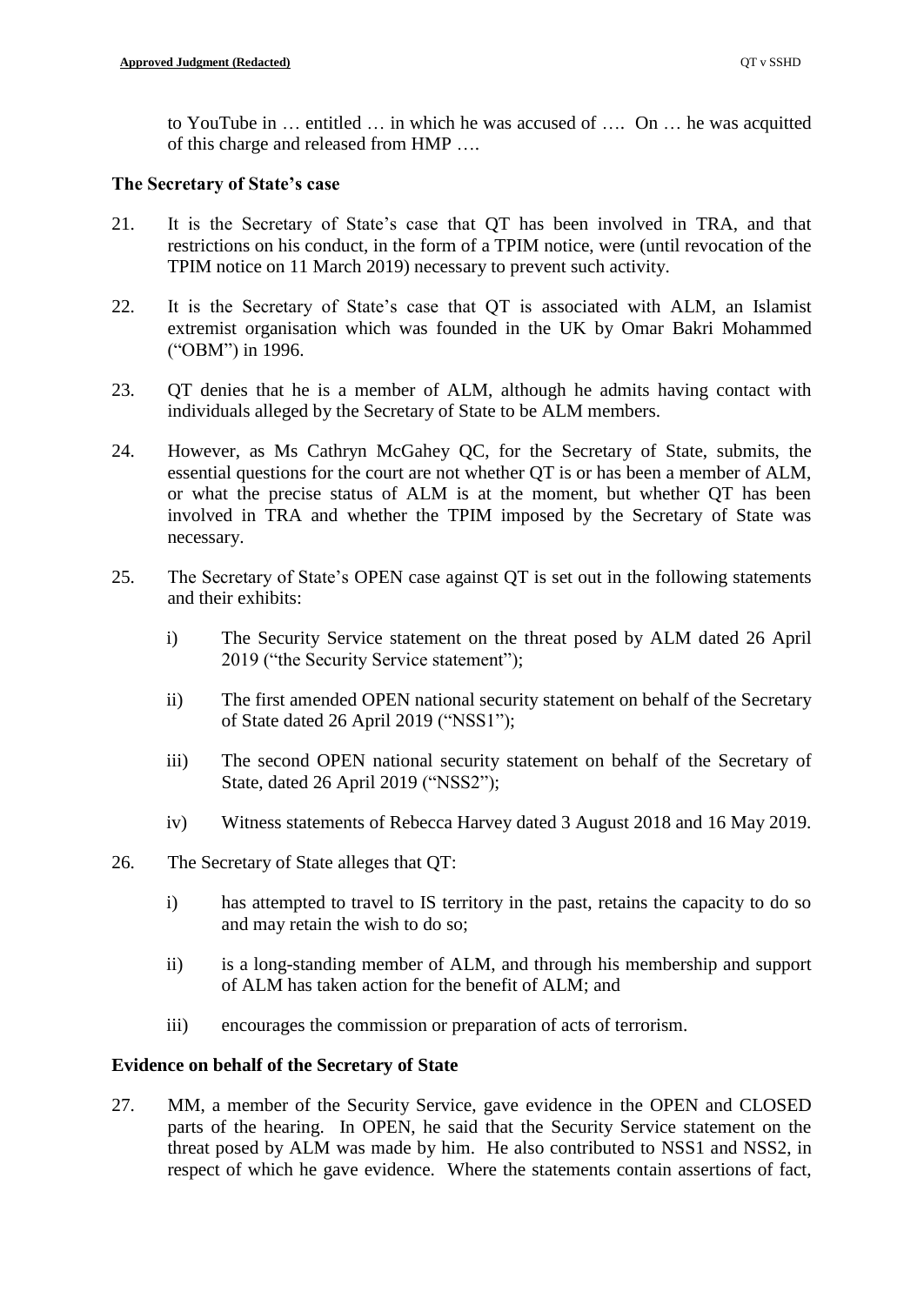to YouTube in … entitled … in which he was accused of …. On … he was acquitted of this charge and released from HMP ….

## The Secretary of State's case

21. It is the Secretary of State's case that QT has been involved in TRA, and that restrictions on his conduct, in the form of a TPIM notice, were (until revocation of the TPIM notice on 11 March 2019) necessary to prevent such activity.

22. It is the Secretary of State's case that QT is associated with ALM, an Islamist extremist organisation which was founded in the UK by Omar Bakri Mohammed ("OBM") in 1996.

23. QT denies that he is a member of ALM, although he admits having contact with individuals alleged by the Secretary of State to be ALM members.

24. However, as Ms Cathryn McGahey QC, for the Secretary of State, submits, the essential questions for the court are not whether QT is or has been a member of ALM, or what the precise status of ALM is at the moment, but whether QT has been involved in TRA and whether the TPIM imposed by the Secretary of State was necessary.

25. The Secretary of State's OPEN case against QT is set out in the following statements and their exhibits:

    i) The Security Service statement on the threat posed by ALM dated 26 April 2019 ("the Security Service statement");

    ii) The first amended OPEN national security statement on behalf of the Secretary of State dated 26 April 2019 ("NSS1");

    iii) The second OPEN national security statement on behalf of the Secretary of State, dated 26 April 2019 ("NSS2");

    iv) Witness statements of Rebecca Harvey dated 3 August 2018 and 16 May 2019.

26. The Secretary of State alleges that QT:

    i) has attempted to travel to IS territory in the past, retains the capacity to do so and may retain the wish to do so;

    ii) is a long-standing member of ALM, and through his membership and support of ALM has taken action for the benefit of ALM; and

    iii) encourages the commission or preparation of acts of terrorism.

## Evidence on behalf of the Secretary of State

27. MM, a member of the Security Service, gave evidence in the OPEN and CLOSED parts of the hearing. In OPEN, he said that the Security Service statement on the threat posed by ALM was made by him. He also contributed to NSS1 and NSS2, in respect of which he gave evidence. Where the statements contain assertions of fact,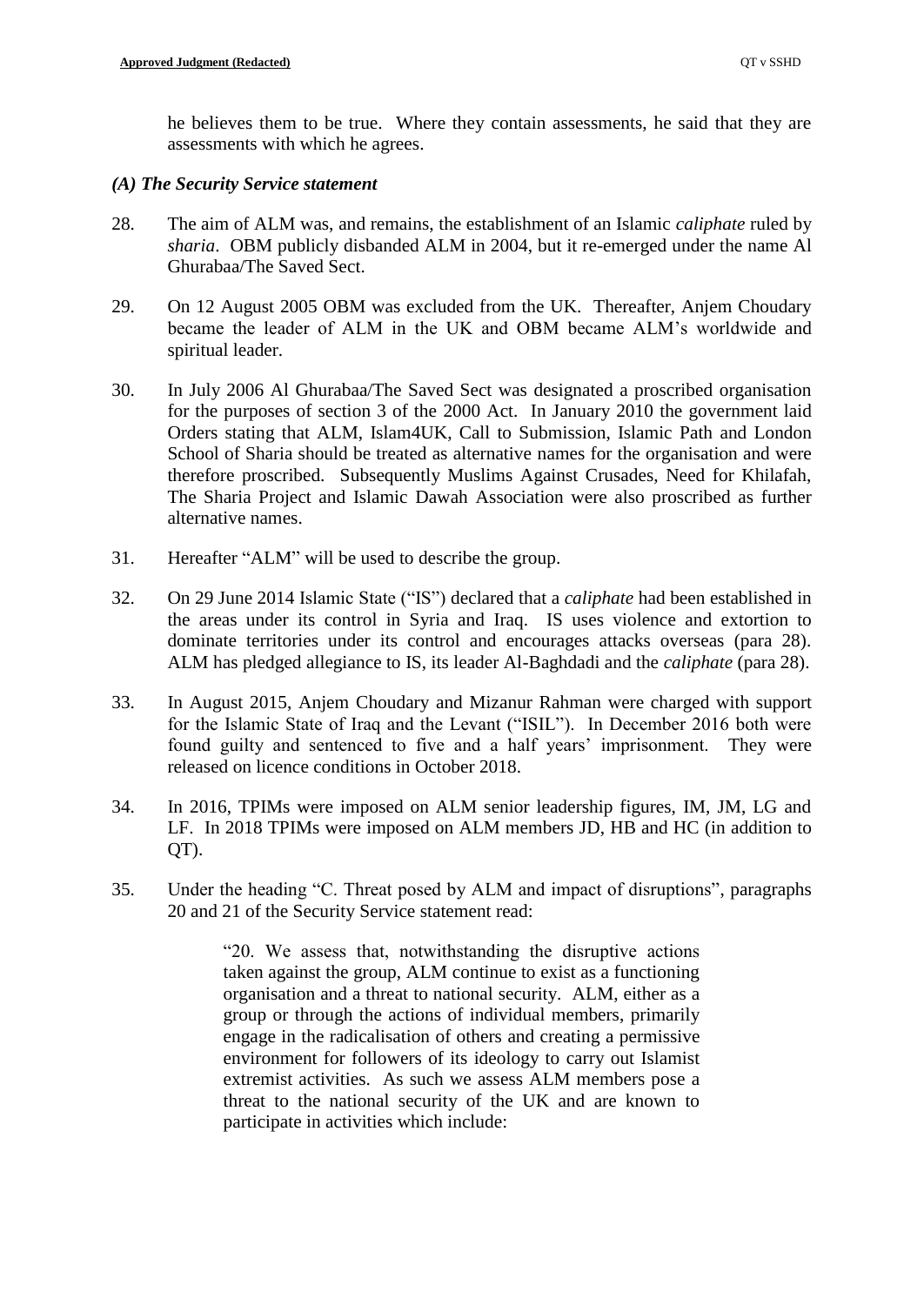he believes them to be true. Where they contain assessments, he said that they are assessments with which he agrees.

### *(A) The Security Service statement*

28. The aim of ALM was, and remains, the establishment of an Islamic *caliphate* ruled by *sharia*. OBM publicly disbanded ALM in 2004, but it re-emerged under the name Al Ghurabaa/The Saved Sect.

29. On 12 August 2005 OBM was excluded from the UK. Thereafter, Anjem Choudary became the leader of ALM in the UK and OBM became ALM's worldwide and spiritual leader.

30. In July 2006 Al Ghurabaa/The Saved Sect was designated a proscribed organisation for the purposes of section 3 of the 2000 Act. In January 2010 the government laid Orders stating that ALM, Islam4UK, Call to Submission, Islamic Path and London School of Sharia should be treated as alternative names for the organisation and were therefore proscribed. Subsequently Muslims Against Crusades, Need for Khilafah, The Sharia Project and Islamic Dawah Association were also proscribed as further alternative names.

31. Hereafter "ALM" will be used to describe the group.

32. On 29 June 2014 Islamic State ("IS") declared that a *caliphate* had been established in the areas under its control in Syria and Iraq. IS uses violence and extortion to dominate territories under its control and encourages attacks overseas (para 28). ALM has pledged allegiance to IS, its leader Al-Baghdadi and the *caliphate* (para 28).

33. In August 2015, Anjem Choudary and Mizanur Rahman were charged with support for the Islamic State of Iraq and the Levant ("ISIL"). In December 2016 both were found guilty and sentenced to five and a half years' imprisonment. They were released on licence conditions in October 2018.

34. In 2016, TPIMs were imposed on ALM senior leadership figures, IM, JM, LG and LF. In 2018 TPIMs were imposed on ALM members JD, HB and HC (in addition to QT).

35. Under the heading "C. Threat posed by ALM and impact of disruptions", paragraphs 20 and 21 of the Security Service statement read:

> "20. We assess that, notwithstanding the disruptive actions taken against the group, ALM continue to exist as a functioning organisation and a threat to national security. ALM, either as a group or through the actions of individual members, primarily engage in the radicalisation of others and creating a permissive environment for followers of its ideology to carry out Islamist extremist activities. As such we assess ALM members pose a threat to the national security of the UK and are known to participate in activities which include: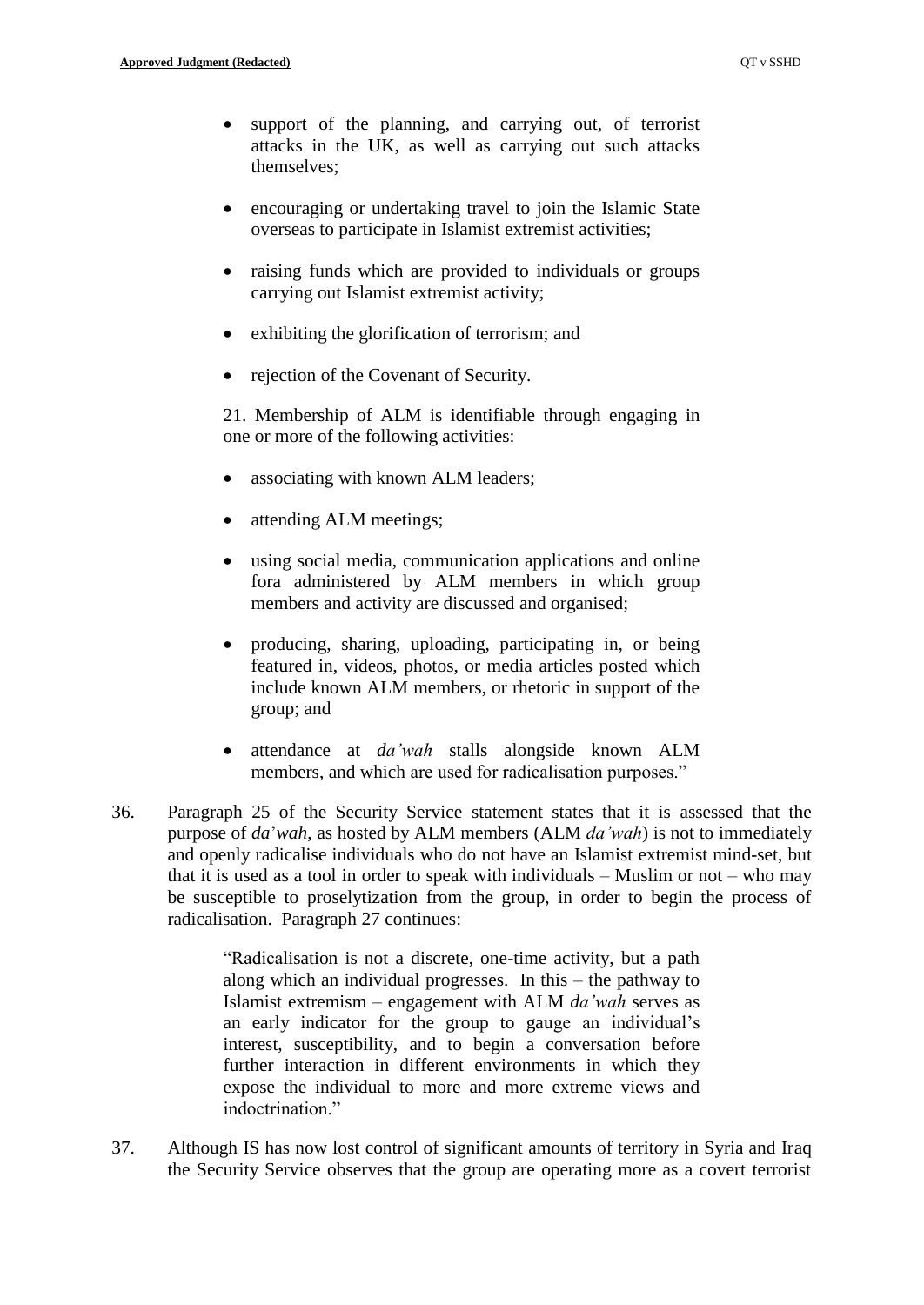> - support of the planning, and carrying out, of terrorist attacks in the UK, as well as carrying out such attacks themselves;
> - encouraging or undertaking travel to join the Islamic State overseas to participate in Islamist extremist activities;
> - raising funds which are provided to individuals or groups carrying out Islamist extremist activity;
> - exhibiting the glorification of terrorism; and
> - rejection of the Covenant of Security.
>
> 21. Membership of ALM is identifiable through engaging in one or more of the following activities:
>
> - associating with known ALM leaders;
> - attending ALM meetings;
> - using social media, communication applications and online fora administered by ALM members in which group members and activity are discussed and organised;
> - producing, sharing, uploading, participating in, or being featured in, videos, photos, or media articles posted which include known ALM members, or rhetoric in support of the group; and
> - attendance at *da'wah* stalls alongside known ALM members, and which are used for radicalisation purposes."

36. Paragraph 25 of the Security Service statement states that it is assessed that the purpose of *da*'*wah*, as hosted by ALM members (ALM *da'wah*) is not to immediately and openly radicalise individuals who do not have an Islamist extremist mind-set, but that it is used as a tool in order to speak with individuals – Muslim or not – who may be susceptible to proselytization from the group, in order to begin the process of radicalisation. Paragraph 27 continues:

> "Radicalisation is not a discrete, one-time activity, but a path along which an individual progresses. In this – the pathway to Islamist extremism – engagement with ALM *da'wah* serves as an early indicator for the group to gauge an individual's interest, susceptibility, and to begin a conversation before further interaction in different environments in which they expose the individual to more and more extreme views and indoctrination."

37. Although IS has now lost control of significant amounts of territory in Syria and Iraq the Security Service observes that the group are operating more as a covert terrorist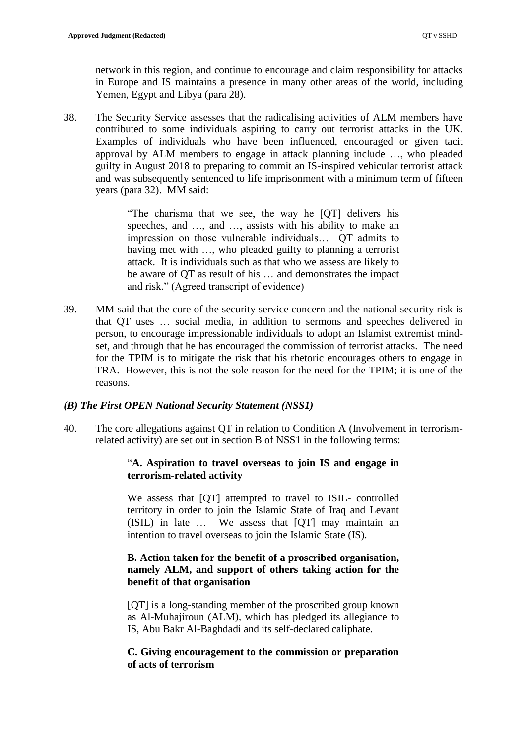network in this region, and continue to encourage and claim responsibility for attacks in Europe and IS maintains a presence in many other areas of the world, including Yemen, Egypt and Libya (para 28).

38. The Security Service assesses that the radicalising activities of ALM members have contributed to some individuals aspiring to carry out terrorist attacks in the UK. Examples of individuals who have been influenced, encouraged or given tacit approval by ALM members to engage in attack planning include …, who pleaded guilty in August 2018 to preparing to commit an IS-inspired vehicular terrorist attack and was subsequently sentenced to life imprisonment with a minimum term of fifteen years (para 32). MM said:

> "The charisma that we see, the way he [QT] delivers his speeches, and …, and …, assists with his ability to make an impression on those vulnerable individuals… QT admits to having met with …, who pleaded guilty to planning a terrorist attack. It is individuals such as that who we assess are likely to be aware of QT as result of his … and demonstrates the impact and risk." (Agreed transcript of evidence)

39. MM said that the core of the security service concern and the national security risk is that QT uses … social media, in addition to sermons and speeches delivered in person, to encourage impressionable individuals to adopt an Islamist extremist mind-set, and through that he has encouraged the commission of terrorist attacks. The need for the TPIM is to mitigate the risk that his rhetoric encourages others to engage in TRA. However, this is not the sole reason for the need for the TPIM; it is one of the reasons.

### *(B) The First OPEN National Security Statement (NSS1)*

40. The core allegations against QT in relation to Condition A (Involvement in terrorism-related activity) are set out in section B of NSS1 in the following terms:

> "**A. Aspiration to travel overseas to join IS and engage in terrorism-related activity**
>
> We assess that [QT] attempted to travel to ISIL- controlled territory in order to join the Islamic State of Iraq and Levant (ISIL) in late … We assess that [QT] may maintain an intention to travel overseas to join the Islamic State (IS).
>
> **B. Action taken for the benefit of a proscribed organisation, namely ALM, and support of others taking action for the benefit of that organisation**
>
> [QT] is a long-standing member of the proscribed group known as Al-Muhajiroun (ALM), which has pledged its allegiance to IS, Abu Bakr Al-Baghdadi and its self-declared caliphate.
>
> **C. Giving encouragement to the commission or preparation of acts of terrorism**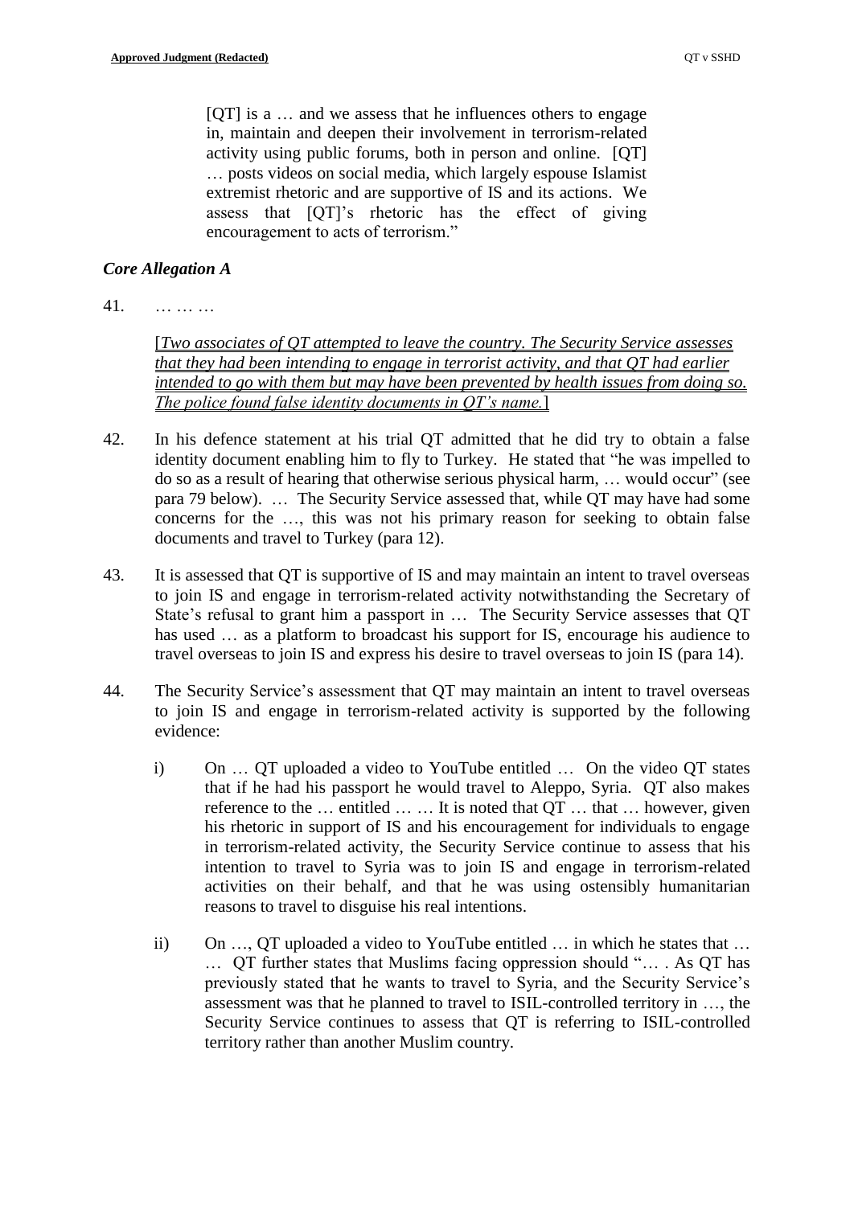> [QT] is a … and we assess that he influences others to engage in, maintain and deepen their involvement in terrorism-related activity using public forums, both in person and online. [QT] … posts videos on social media, which largely espouse Islamist extremist rhetoric and are supportive of IS and its actions. We assess that [QT]'s rhetoric has the effect of giving encouragement to acts of terrorism."

***Core Allegation A***

41. … … …

> [*Two associates of QT attempted to leave the country. The Security Service assesses that they had been intending to engage in terrorist activity, and that QT had earlier intended to go with them but may have been prevented by health issues from doing so. The police found false identity documents in QT's name.*]

42. In his defence statement at his trial QT admitted that he did try to obtain a false identity document enabling him to fly to Turkey. He stated that "he was impelled to do so as a result of hearing that otherwise serious physical harm, … would occur" (see para 79 below). … The Security Service assessed that, while QT may have had some concerns for the …, this was not his primary reason for seeking to obtain false documents and travel to Turkey (para 12).

43. It is assessed that QT is supportive of IS and may maintain an intent to travel overseas to join IS and engage in terrorism-related activity notwithstanding the Secretary of State's refusal to grant him a passport in … The Security Service assesses that QT has used … as a platform to broadcast his support for IS, encourage his audience to travel overseas to join IS and express his desire to travel overseas to join IS (para 14).

44. The Security Service's assessment that QT may maintain an intent to travel overseas to join IS and engage in terrorism-related activity is supported by the following evidence:

    i) On … QT uploaded a video to YouTube entitled … On the video QT states that if he had his passport he would travel to Aleppo, Syria. QT also makes reference to the … entitled … … It is noted that QT … that … however, given his rhetoric in support of IS and his encouragement for individuals to engage in terrorism-related activity, the Security Service continue to assess that his intention to travel to Syria was to join IS and engage in terrorism-related activities on their behalf, and that he was using ostensibly humanitarian reasons to travel to disguise his real intentions.

    ii) On …, QT uploaded a video to YouTube entitled … in which he states that … … QT further states that Muslims facing oppression should "… . As QT has previously stated that he wants to travel to Syria, and the Security Service's assessment was that he planned to travel to ISIL-controlled territory in …, the Security Service continues to assess that QT is referring to ISIL-controlled territory rather than another Muslim country.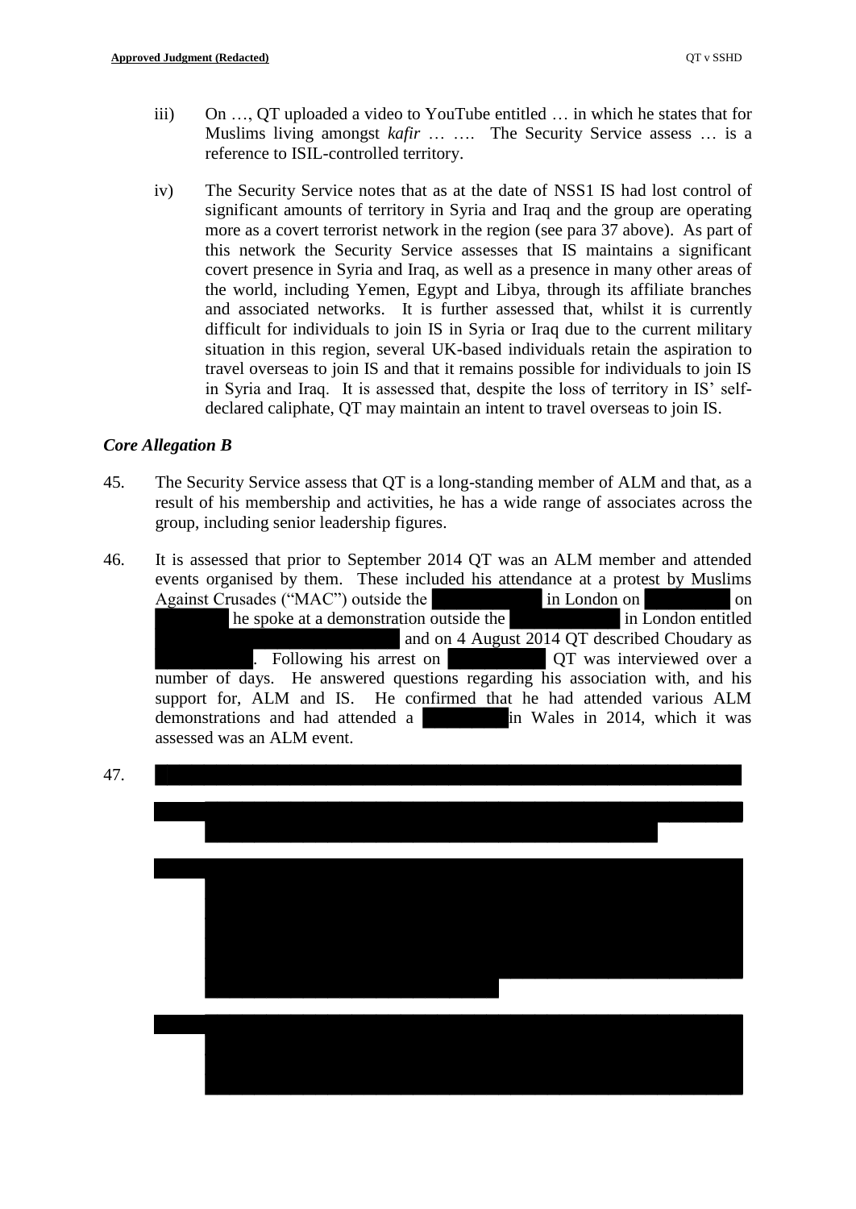iii) On …, QT uploaded a video to YouTube entitled … in which he states that for Muslims living amongst *kafir* … …. The Security Service assess … is a reference to ISIL-controlled territory.

iv) The Security Service notes that as at the date of NSS1 IS had lost control of significant amounts of territory in Syria and Iraq and the group are operating more as a covert terrorist network in the region (see para 37 above). As part of this network the Security Service assesses that IS maintains a significant covert presence in Syria and Iraq, as well as a presence in many other areas of the world, including Yemen, Egypt and Libya, through its affiliate branches and associated networks. It is further assessed that, whilst it is currently difficult for individuals to join IS in Syria or Iraq due to the current military situation in this region, several UK-based individuals retain the aspiration to travel overseas to join IS and that it remains possible for individuals to join IS in Syria and Iraq. It is assessed that, despite the loss of territory in IS' self-declared caliphate, QT may maintain an intent to travel overseas to join IS.

***Core Allegation B***

45. The Security Service assess that QT is a long-standing member of ALM and that, as a result of his membership and activities, he has a wide range of associates across the group, including senior leadership figures.

46. It is assessed that prior to September 2014 QT was an ALM member and attended events organised by them. These included his attendance at a protest by Muslims Against Crusades ("MAC") outside the [REDACTED] in London on [REDACTED] on [REDACTED] he spoke at a demonstration outside the [REDACTED] in London entitled [REDACTED] and on 4 August 2014 QT described Choudary as [REDACTED]. Following his arrest on [REDACTED] QT was interviewed over a number of days. He answered questions regarding his association with, and his support for, ALM and IS. He confirmed that he had attended various ALM demonstrations and had attended a [REDACTED] in Wales in 2014, which it was assessed was an ALM event.

47. [REDACTED]

[REDACTED]

[REDACTED]

[REDACTED]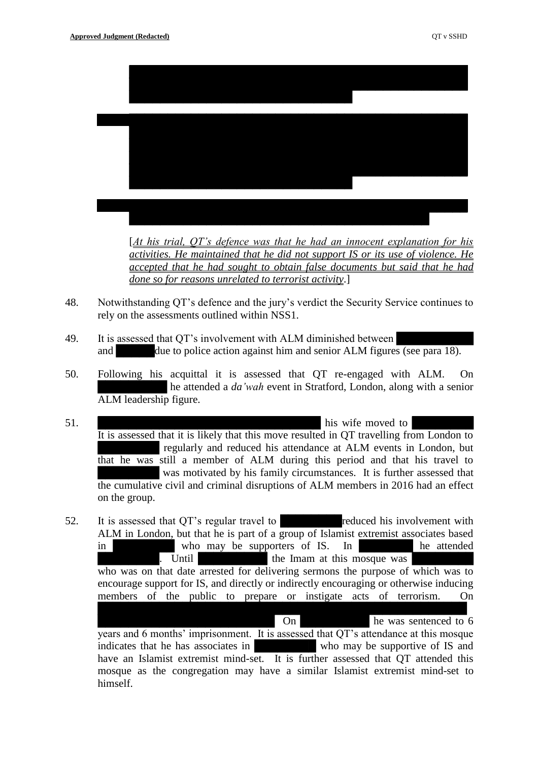[*At his trial, QT's defence was that he had an innocent explanation for his activities. He maintained that he did not support IS or its use of violence. He accepted that he had sought to obtain false documents but said that he had done so for reasons unrelated to terrorist activity*.]

48. Notwithstanding QT's defence and the jury's verdict the Security Service continues to rely on the assessments outlined within NSS1.

49. It is assessed that QT's involvement with ALM diminished between and due to police action against him and senior ALM figures (see para 18).

50. Following his acquittal it is assessed that QT re-engaged with ALM. On he attended a *da'wah* event in Stratford, London, along with a senior ALM leadership figure.

51. his wife moved to It is assessed that it is likely that this move resulted in QT travelling from London to regularly and reduced his attendance at ALM events in London, but that he was still a member of ALM during this period and that his travel to was motivated by his family circumstances. It is further assessed that the cumulative civil and criminal disruptions of ALM members in 2016 had an effect on the group.

52. It is assessed that QT's regular travel to reduced his involvement with ALM in London, but that he is part of a group of Islamist extremist associates based in who may be supporters of IS. In he attended . Until the Imam at this mosque was who was on that date arrested for delivering sermons the purpose of which was to encourage support for IS, and directly or indirectly encouraging or otherwise inducing members of the public to prepare or instigate acts of terrorism. On On he was sentenced to 6 years and 6 months' imprisonment. It is assessed that QT's attendance at this mosque indicates that he has associates in who may be supportive of IS and have an Islamist extremist mind-set. It is further assessed that QT attended this mosque as the congregation may have a similar Islamist extremist mind-set to himself.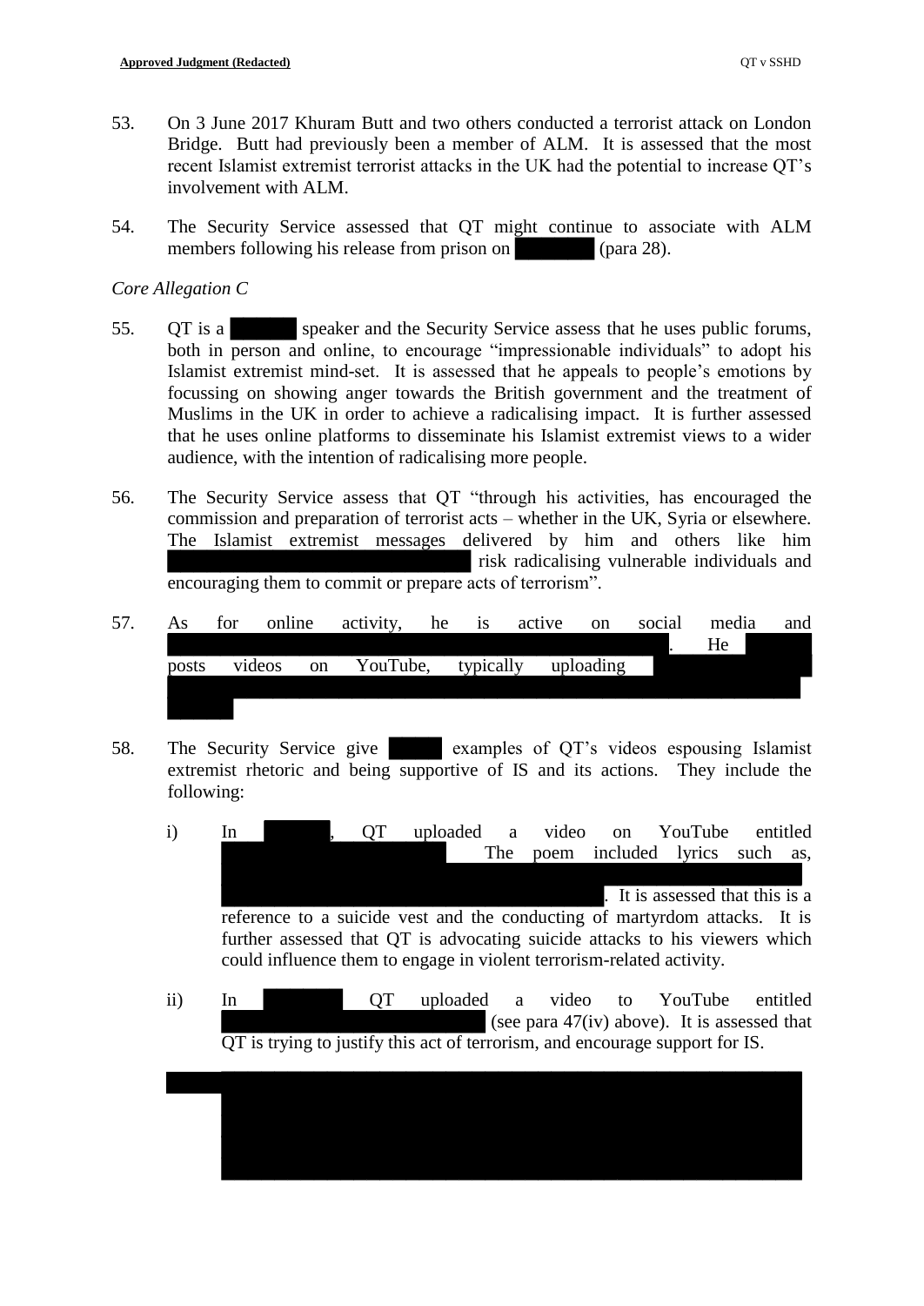53. On 3 June 2017 Khuram Butt and two others conducted a terrorist attack on London Bridge. Butt had previously been a member of ALM. It is assessed that the most recent Islamist extremist terrorist attacks in the UK had the potential to increase QT's involvement with ALM.

54. The Security Service assessed that QT might continue to associate with ALM members following his release from prison on [REDACTED] (para 28).

*Core Allegation C*

55. QT is a [REDACTED] speaker and the Security Service assess that he uses public forums, both in person and online, to encourage "impressionable individuals" to adopt his Islamist extremist mind-set. It is assessed that he appeals to people's emotions by focussing on showing anger towards the British government and the treatment of Muslims in the UK in order to achieve a radicalising impact. It is further assessed that he uses online platforms to disseminate his Islamist extremist views to a wider audience, with the intention of radicalising more people.

56. The Security Service assess that QT "through his activities, has encouraged the commission and preparation of terrorist acts – whether in the UK, Syria or elsewhere. The Islamist extremist messages delivered by him and others like him [REDACTED] risk radicalising vulnerable individuals and encouraging them to commit or prepare acts of terrorism".

57. As for online activity, he is active on social media and [REDACTED]. He [REDACTED] posts videos on YouTube, typically uploading [REDACTED]

58. The Security Service give [REDACTED] examples of QT's videos espousing Islamist extremist rhetoric and being supportive of IS and its actions. They include the following:

    i) In [REDACTED], QT uploaded a video on YouTube entitled [REDACTED] The poem included lyrics such as, [REDACTED]. It is assessed that this is a reference to a suicide vest and the conducting of martyrdom attacks. It is further assessed that QT is advocating suicide attacks to his viewers which could influence them to engage in violent terrorism-related activity.

    ii) In [REDACTED] QT uploaded a video to YouTube entitled [REDACTED] (see para 47(iv) above). It is assessed that QT is trying to justify this act of terrorism, and encourage support for IS.

[REDACTED]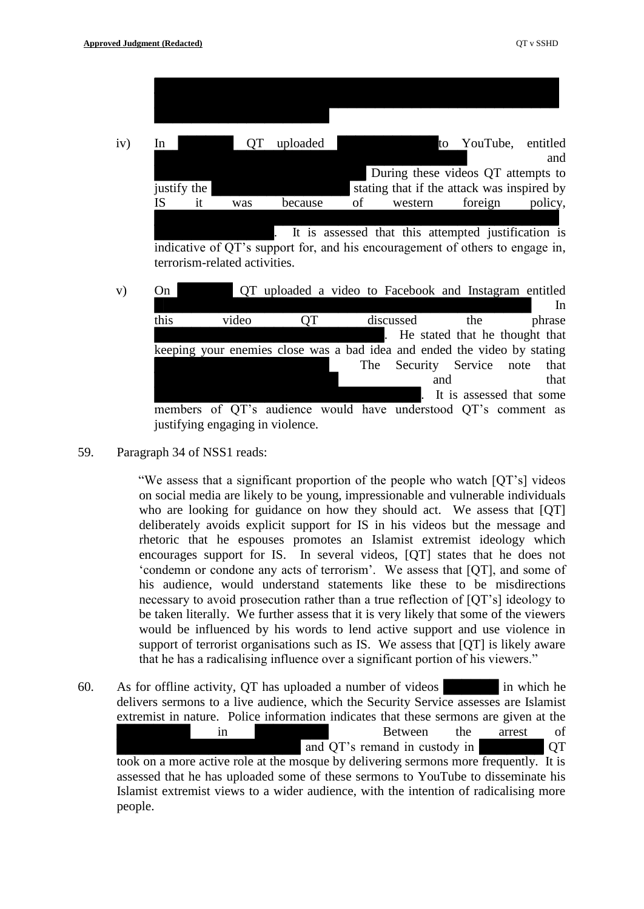iv) In QT uploaded to YouTube, entitled and During these videos QT attempts to justify the stating that if the attack was inspired by IS it was because of western foreign policy, . It is assessed that this attempted justification is indicative of QT's support for, and his encouragement of others to engage in, terrorism-related activities.

v) On QT uploaded a video to Facebook and Instagram entitled In this video QT discussed the phrase . He stated that he thought that keeping your enemies close was a bad idea and ended the video by stating The Security Service note that and that . It is assessed that some members of QT's audience would have understood QT's comment as justifying engaging in violence.

59. Paragraph 34 of NSS1 reads:

> "We assess that a significant proportion of the people who watch [QT's] videos on social media are likely to be young, impressionable and vulnerable individuals who are looking for guidance on how they should act. We assess that [QT] deliberately avoids explicit support for IS in his videos but the message and rhetoric that he espouses promotes an Islamist extremist ideology which encourages support for IS. In several videos, [QT] states that he does not 'condemn or condone any acts of terrorism'. We assess that [QT], and some of his audience, would understand statements like these to be misdirections necessary to avoid prosecution rather than a true reflection of [QT's] ideology to be taken literally. We further assess that it is very likely that some of the viewers would be influenced by his words to lend active support and use violence in support of terrorist organisations such as IS. We assess that [QT] is likely aware that he has a radicalising influence over a significant portion of his viewers."

60. As for offline activity, QT has uploaded a number of videos in which he delivers sermons to a live audience, which the Security Service assesses are Islamist extremist in nature. Police information indicates that these sermons are given at the in Between the arrest of and QT's remand in custody in QT took on a more active role at the mosque by delivering sermons more frequently. It is assessed that he has uploaded some of these sermons to YouTube to disseminate his Islamist extremist views to a wider audience, with the intention of radicalising more people.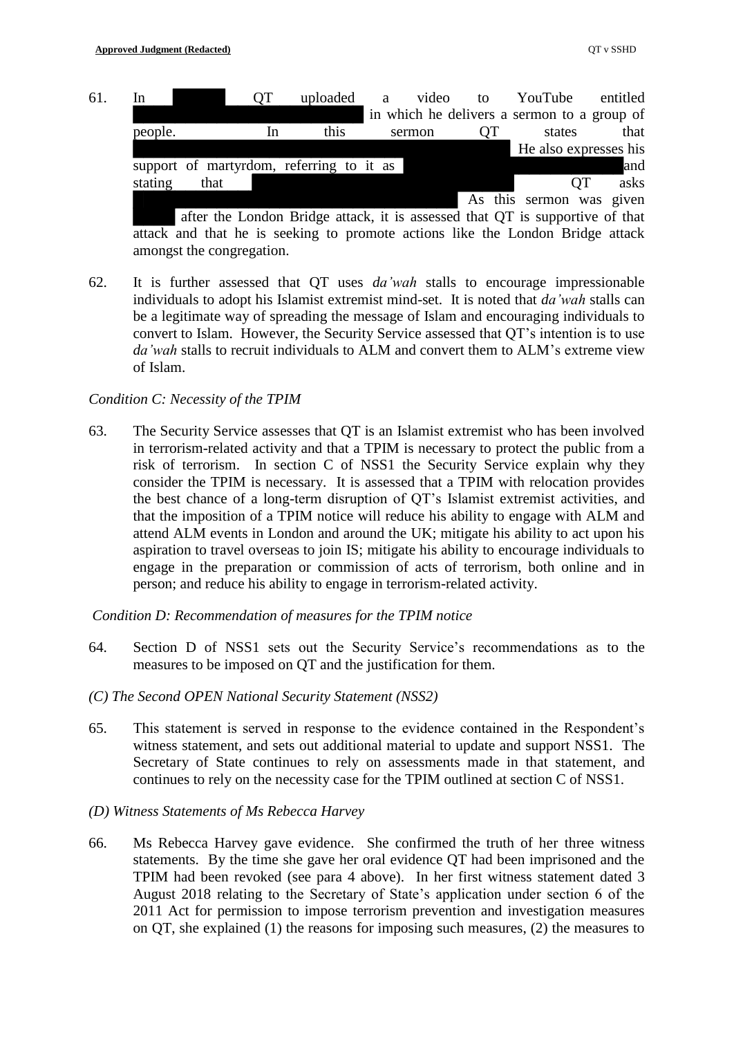61. In [REDACTED] QT uploaded a video to YouTube entitled [REDACTED] in which he delivers a sermon to a group of people. In this sermon QT states that [REDACTED] He also expresses his support of martyrdom, referring to it as [REDACTED] and stating that [REDACTED] QT asks [REDACTED] As this sermon was given [REDACTED] after the London Bridge attack, it is assessed that QT is supportive of that attack and that he is seeking to promote actions like the London Bridge attack amongst the congregation.

62. It is further assessed that QT uses *da'wah* stalls to encourage impressionable individuals to adopt his Islamist extremist mind-set. It is noted that *da'wah* stalls can be a legitimate way of spreading the message of Islam and encouraging individuals to convert to Islam. However, the Security Service assessed that QT's intention is to use *da'wah* stalls to recruit individuals to ALM and convert them to ALM's extreme view of Islam.

*Condition C: Necessity of the TPIM*

63. The Security Service assesses that QT is an Islamist extremist who has been involved in terrorism-related activity and that a TPIM is necessary to protect the public from a risk of terrorism. In section C of NSS1 the Security Service explain why they consider the TPIM is necessary. It is assessed that a TPIM with relocation provides the best chance of a long-term disruption of QT's Islamist extremist activities, and that the imposition of a TPIM notice will reduce his ability to engage with ALM and attend ALM events in London and around the UK; mitigate his ability to act upon his aspiration to travel overseas to join IS; mitigate his ability to encourage individuals to engage in the preparation or commission of acts of terrorism, both online and in person; and reduce his ability to engage in terrorism-related activity.

*Condition D: Recommendation of measures for the TPIM notice*

64. Section D of NSS1 sets out the Security Service's recommendations as to the measures to be imposed on QT and the justification for them.

*(C) The Second OPEN National Security Statement (NSS2)*

65. This statement is served in response to the evidence contained in the Respondent's witness statement, and sets out additional material to update and support NSS1. The Secretary of State continues to rely on assessments made in that statement, and continues to rely on the necessity case for the TPIM outlined at section C of NSS1.

*(D) Witness Statements of Ms Rebecca Harvey*

66. Ms Rebecca Harvey gave evidence. She confirmed the truth of her three witness statements. By the time she gave her oral evidence QT had been imprisoned and the TPIM had been revoked (see para 4 above). In her first witness statement dated 3 August 2018 relating to the Secretary of State's application under section 6 of the 2011 Act for permission to impose terrorism prevention and investigation measures on QT, she explained (1) the reasons for imposing such measures, (2) the measures to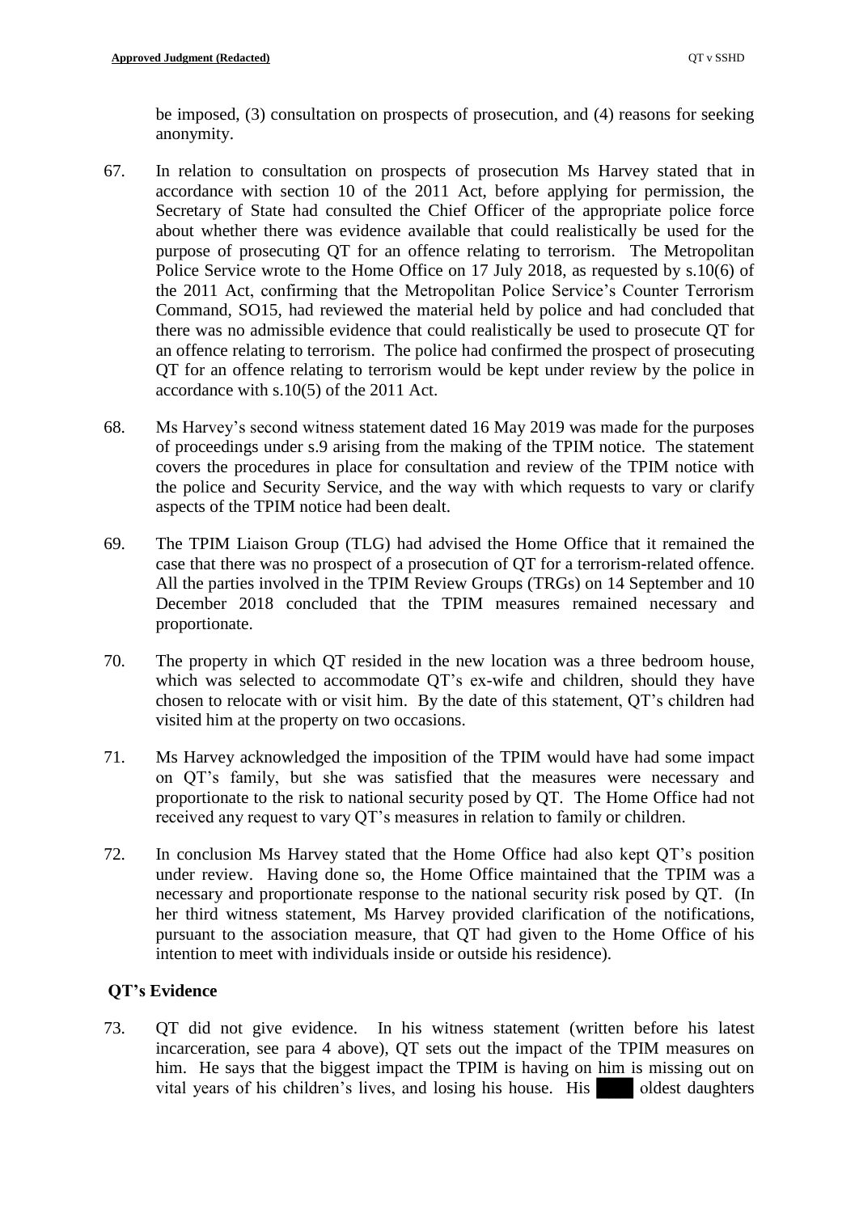be imposed, (3) consultation on prospects of prosecution, and (4) reasons for seeking anonymity.

67. In relation to consultation on prospects of prosecution Ms Harvey stated that in accordance with section 10 of the 2011 Act, before applying for permission, the Secretary of State had consulted the Chief Officer of the appropriate police force about whether there was evidence available that could realistically be used for the purpose of prosecuting QT for an offence relating to terrorism. The Metropolitan Police Service wrote to the Home Office on 17 July 2018, as requested by s.10(6) of the 2011 Act, confirming that the Metropolitan Police Service's Counter Terrorism Command, SO15, had reviewed the material held by police and had concluded that there was no admissible evidence that could realistically be used to prosecute QT for an offence relating to terrorism. The police had confirmed the prospect of prosecuting QT for an offence relating to terrorism would be kept under review by the police in accordance with s.10(5) of the 2011 Act.

68. Ms Harvey's second witness statement dated 16 May 2019 was made for the purposes of proceedings under s.9 arising from the making of the TPIM notice. The statement covers the procedures in place for consultation and review of the TPIM notice with the police and Security Service, and the way with which requests to vary or clarify aspects of the TPIM notice had been dealt.

69. The TPIM Liaison Group (TLG) had advised the Home Office that it remained the case that there was no prospect of a prosecution of QT for a terrorism-related offence. All the parties involved in the TPIM Review Groups (TRGs) on 14 September and 10 December 2018 concluded that the TPIM measures remained necessary and proportionate.

70. The property in which QT resided in the new location was a three bedroom house, which was selected to accommodate QT's ex-wife and children, should they have chosen to relocate with or visit him. By the date of this statement, QT's children had visited him at the property on two occasions.

71. Ms Harvey acknowledged the imposition of the TPIM would have had some impact on QT's family, but she was satisfied that the measures were necessary and proportionate to the risk to national security posed by QT. The Home Office had not received any request to vary QT's measures in relation to family or children.

72. In conclusion Ms Harvey stated that the Home Office had also kept QT's position under review. Having done so, the Home Office maintained that the TPIM was a necessary and proportionate response to the national security risk posed by QT. (In her third witness statement, Ms Harvey provided clarification of the notifications, pursuant to the association measure, that QT had given to the Home Office of his intention to meet with individuals inside or outside his residence).

### QT's Evidence

73. QT did not give evidence. In his witness statement (written before his latest incarceration, see para 4 above), QT sets out the impact of the TPIM measures on him. He says that the biggest impact the TPIM is having on him is missing out on vital years of his children's lives, and losing his house. His ████ oldest daughters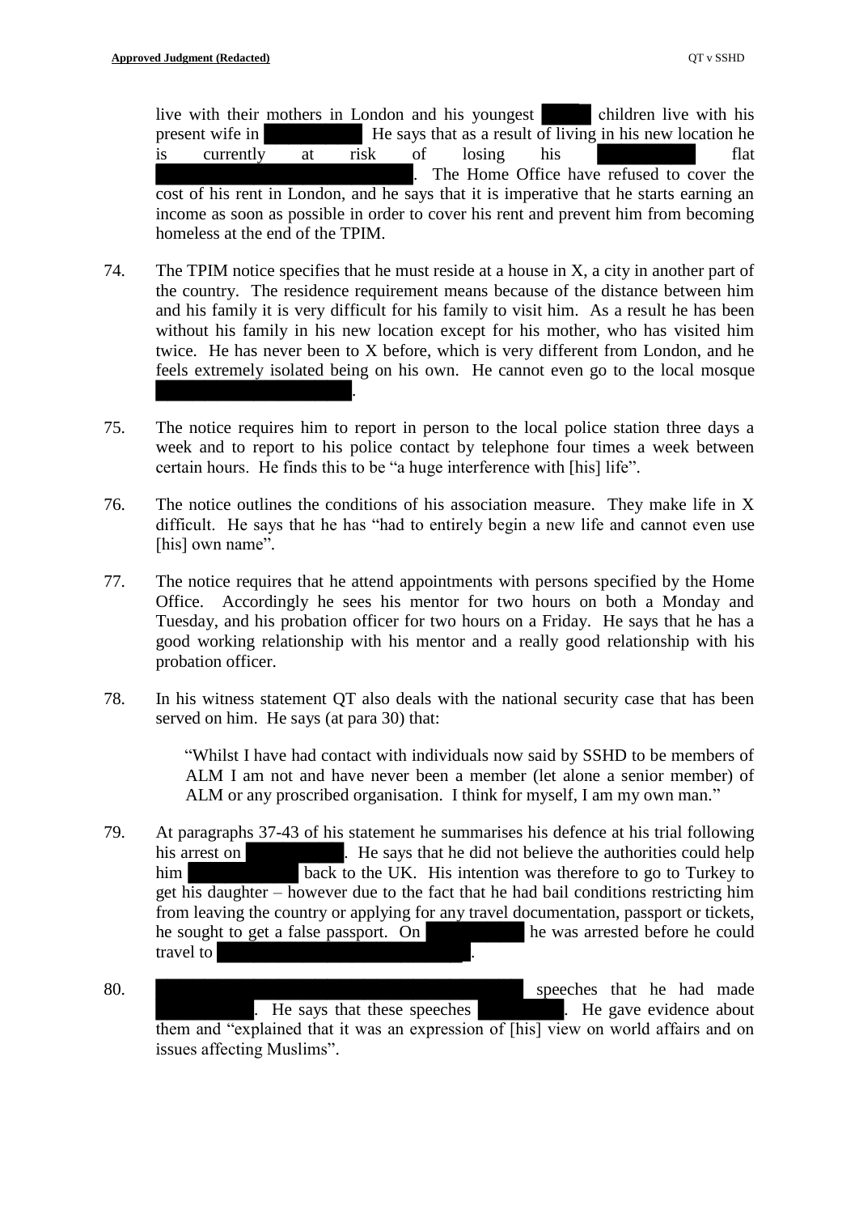live with their mothers in London and his youngest ██████ children live with his present wife in ████████████ He says that as a result of living in his new location he is currently at risk of losing his ████████████ flat ████████████████████████████████. The Home Office have refused to cover the cost of his rent in London, and he says that it is imperative that he starts earning an income as soon as possible in order to cover his rent and prevent him from becoming homeless at the end of the TPIM.

74. The TPIM notice specifies that he must reside at a house in X, a city in another part of the country. The residence requirement means because of the distance between him and his family it is very difficult for his family to visit him. As a result he has been without his family in his new location except for his mother, who has visited him twice. He has never been to X before, which is very different from London, and he feels extremely isolated being on his own. He cannot even go to the local mosque ████████████████████████.

75. The notice requires him to report in person to the local police station three days a week and to report to his police contact by telephone four times a week between certain hours. He finds this to be "a huge interference with [his] life".

76. The notice outlines the conditions of his association measure. They make life in X difficult. He says that he has "had to entirely begin a new life and cannot even use [his] own name".

77. The notice requires that he attend appointments with persons specified by the Home Office. Accordingly he sees his mentor for two hours on both a Monday and Tuesday, and his probation officer for two hours on a Friday. He says that he has a good working relationship with his mentor and a really good relationship with his probation officer.

78. In his witness statement QT also deals with the national security case that has been served on him. He says (at para 30) that:

> "Whilst I have had contact with individuals now said by SSHD to be members of ALM I am not and have never been a member (let alone a senior member) of ALM or any proscribed organisation. I think for myself, I am my own man."

79. At paragraphs 37-43 of his statement he summarises his defence at his trial following his arrest on ████████████. He says that he did not believe the authorities could help him ██████████████ back to the UK. His intention was therefore to go to Turkey to get his daughter – however due to the fact that he had bail conditions restricting him from leaving the country or applying for any travel documentation, passport or tickets, he sought to get a false passport. On ████████████ he was arrested before he could travel to ████████████████████████████████.

80. ████████████████████████████████████████████████ speeches that he had made ████████████. He says that these speeches ████████████. He gave evidence about them and "explained that it was an expression of [his] view on world affairs and on issues affecting Muslims".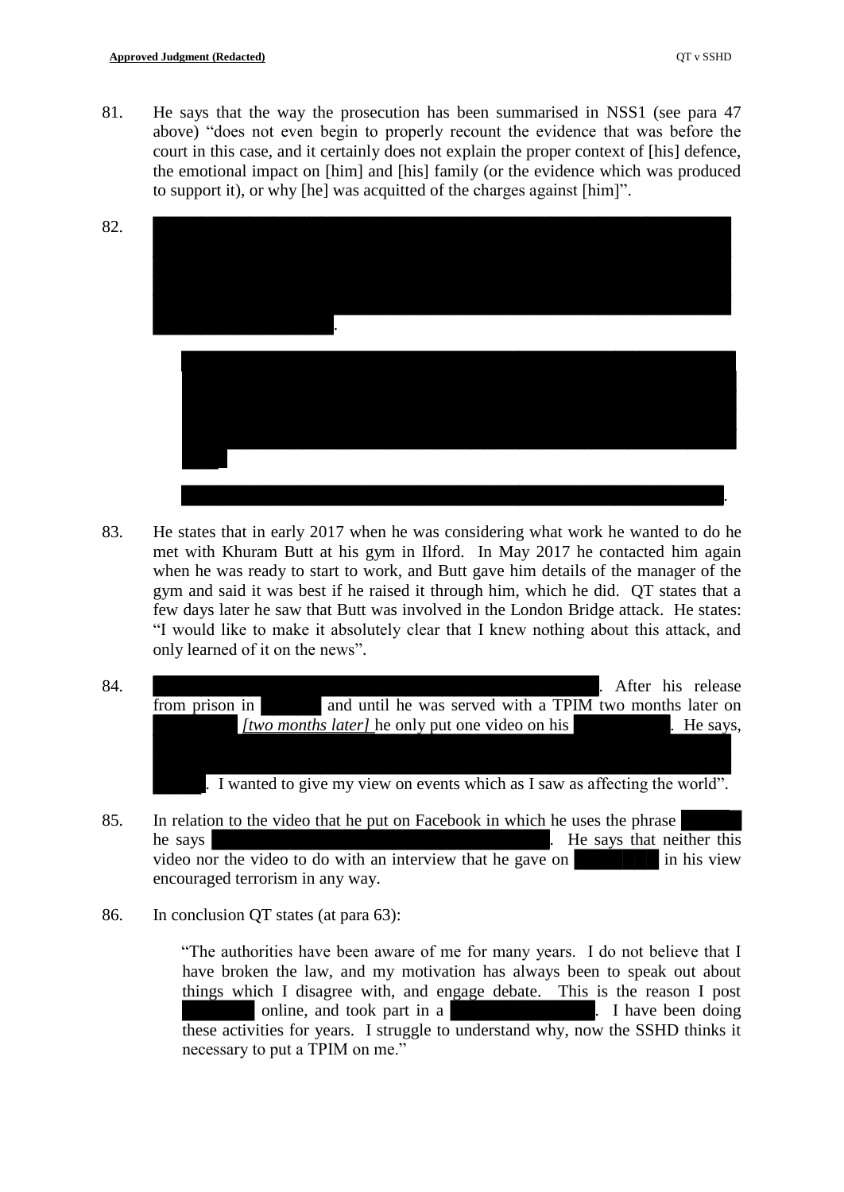81. He says that the way the prosecution has been summarised in NSS1 (see para 47 above) "does not even begin to properly recount the evidence that was before the court in this case, and it certainly does not explain the proper context of [his] defence, the emotional impact on [him] and [his] family (or the evidence which was produced to support it), or why [he] was acquitted of the charges against [him]".

82. .

> .

83. He states that in early 2017 when he was considering what work he wanted to do he met with Khuram Butt at his gym in Ilford. In May 2017 he contacted him again when he was ready to start to work, and Butt gave him details of the manager of the gym and said it was best if he raised it through him, which he did. QT states that a few days later he saw that Butt was involved in the London Bridge attack. He states: "I would like to make it absolutely clear that I knew nothing about this attack, and only learned of it on the news".

84. . After his release from prison in and until he was served with a TPIM two months later on *[two months later]* he only put one video on his . He says, . I wanted to give my view on events which as I saw as affecting the world".

85. In relation to the video that he put on Facebook in which he uses the phrase he says . He says that neither this video nor the video to do with an interview that he gave on in his view encouraged terrorism in any way.

86. In conclusion QT states (at para 63):

> "The authorities have been aware of me for many years. I do not believe that I have broken the law, and my motivation has always been to speak out about things which I disagree with, and engage debate. This is the reason I post online, and took part in a . I have been doing these activities for years. I struggle to understand why, now the SSHD thinks it necessary to put a TPIM on me."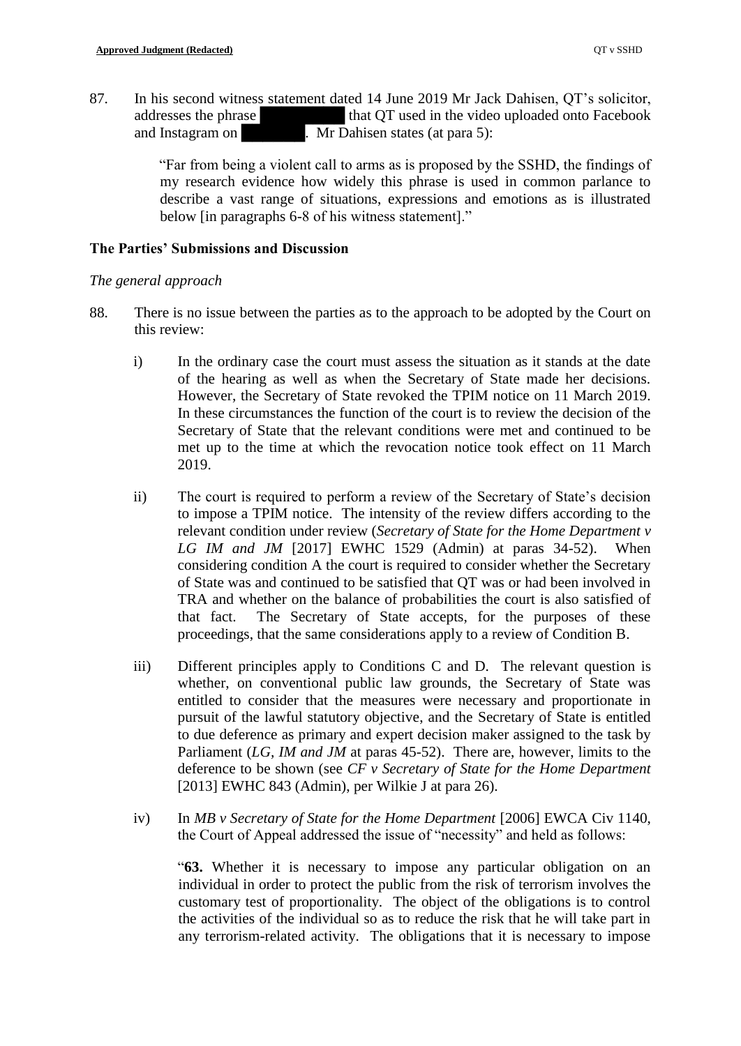87. In his second witness statement dated 14 June 2019 Mr Jack Dahisen, QT's solicitor, addresses the phrase ████████ that QT used in the video uploaded onto Facebook and Instagram on ██████. Mr Dahisen states (at para 5):

> "Far from being a violent call to arms as is proposed by the SSHD, the findings of my research evidence how widely this phrase is used in common parlance to describe a vast range of situations, expressions and emotions as is illustrated below [in paragraphs 6-8 of his witness statement]."

## The Parties' Submissions and Discussion

### *The general approach*

88. There is no issue between the parties as to the approach to be adopted by the Court on this review:

   i) In the ordinary case the court must assess the situation as it stands at the date of the hearing as well as when the Secretary of State made her decisions. However, the Secretary of State revoked the TPIM notice on 11 March 2019. In these circumstances the function of the court is to review the decision of the Secretary of State that the relevant conditions were met and continued to be met up to the time at which the revocation notice took effect on 11 March 2019.

   ii) The court is required to perform a review of the Secretary of State's decision to impose a TPIM notice. The intensity of the review differs according to the relevant condition under review (*Secretary of State for the Home Department v LG IM and JM* [2017] EWHC 1529 (Admin) at paras 34-52). When considering condition A the court is required to consider whether the Secretary of State was and continued to be satisfied that QT was or had been involved in TRA and whether on the balance of probabilities the court is also satisfied of that fact. The Secretary of State accepts, for the purposes of these proceedings, that the same considerations apply to a review of Condition B.

   iii) Different principles apply to Conditions C and D. The relevant question is whether, on conventional public law grounds, the Secretary of State was entitled to consider that the measures were necessary and proportionate in pursuit of the lawful statutory objective, and the Secretary of State is entitled to due deference as primary and expert decision maker assigned to the task by Parliament (*LG, IM and JM* at paras 45-52). There are, however, limits to the deference to be shown (see *CF v Secretary of State for the Home Department* [2013] EWHC 843 (Admin), per Wilkie J at para 26).

   iv) In *MB v Secretary of State for the Home Department* [2006] EWCA Civ 1140, the Court of Appeal addressed the issue of "necessity" and held as follows:

   > "**63.** Whether it is necessary to impose any particular obligation on an individual in order to protect the public from the risk of terrorism involves the customary test of proportionality. The object of the obligations is to control the activities of the individual so as to reduce the risk that he will take part in any terrorism-related activity. The obligations that it is necessary to impose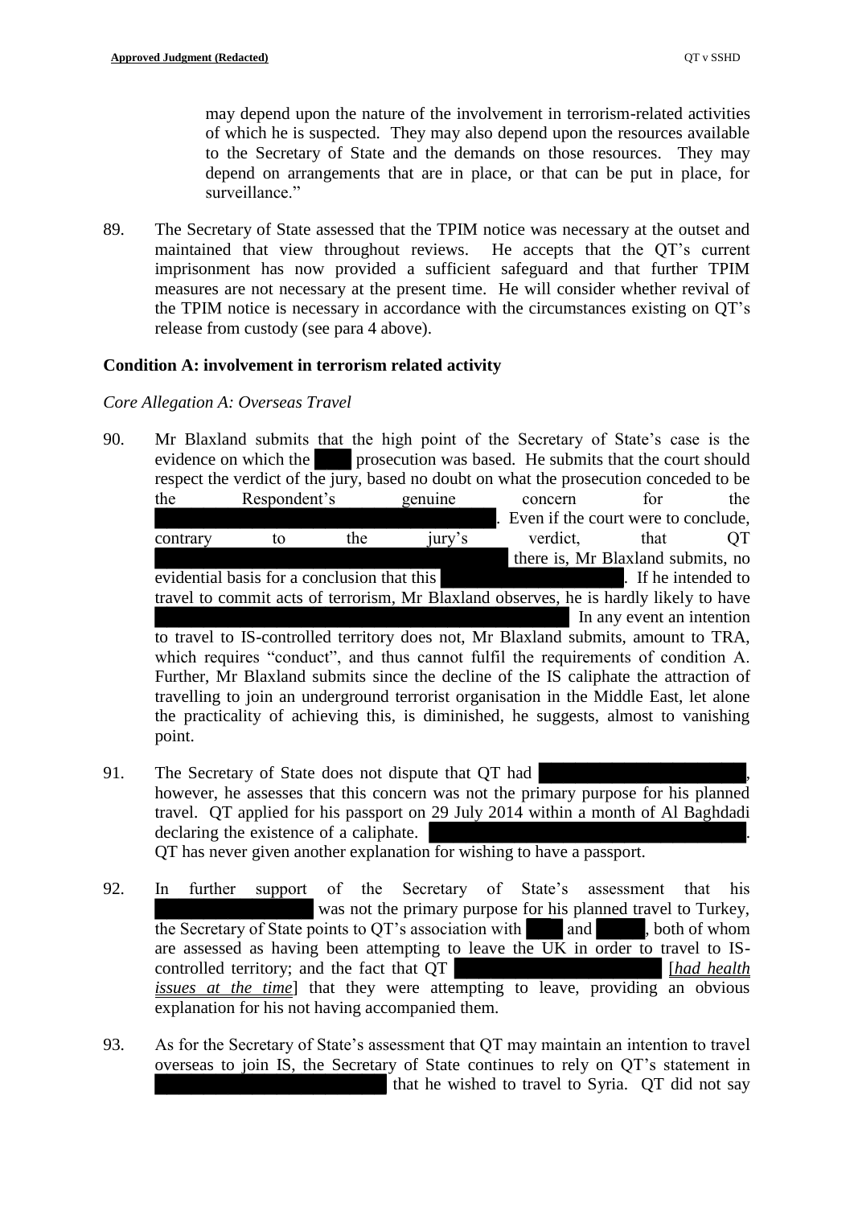may depend upon the nature of the involvement in terrorism-related activities of which he is suspected. They may also depend upon the resources available to the Secretary of State and the demands on those resources. They may depend on arrangements that are in place, or that can be put in place, for surveillance."

89. The Secretary of State assessed that the TPIM notice was necessary at the outset and maintained that view throughout reviews. He accepts that the QT's current imprisonment has now provided a sufficient safeguard and that further TPIM measures are not necessary at the present time. He will consider whether revival of the TPIM notice is necessary in accordance with the circumstances existing on QT's release from custody (see para 4 above).

**Condition A: involvement in terrorism related activity**

*Core Allegation A: Overseas Travel*

90. Mr Blaxland submits that the high point of the Secretary of State's case is the evidence on which the ████ prosecution was based. He submits that the court should respect the verdict of the jury, based no doubt on what the prosecution conceded to be the Respondent's genuine concern for the ████████████████████. Even if the court were to conclude, contrary to the jury's verdict, that QT ████████████████████ there is, Mr Blaxland submits, no evidential basis for a conclusion that this ████████████. If he intended to travel to commit acts of terrorism, Mr Blaxland observes, he is hardly likely to have ████████████████████████ In any event an intention to travel to IS-controlled territory does not, Mr Blaxland submits, amount to TRA, which requires "conduct", and thus cannot fulfil the requirements of condition A. Further, Mr Blaxland submits since the decline of the IS caliphate the attraction of travelling to join an underground terrorist organisation in the Middle East, let alone the practicality of achieving this, is diminished, he suggests, almost to vanishing point.

91. The Secretary of State does not dispute that QT had ████████████████, however, he assesses that this concern was not the primary purpose for his planned travel. QT applied for his passport on <u>29 July 2014</u> within a month of Al Baghdadi declaring the existence of a caliphate. ████████████████████████. QT has never given another explanation for wishing to have a passport.

92. In further support of the Secretary of State's assessment that his ████████████ was not the primary purpose for his planned travel to Turkey, the Secretary of State points to QT's association with ████ and ████, both of whom are assessed as having been attempting to leave the UK in order to travel to IS-controlled territory; and the fact that QT ████████████████ [*<u>had health issues at the time</u>*] that they were attempting to leave, providing an obvious explanation for his not having accompanied them.

93. As for the Secretary of State's assessment that QT may maintain an intention to travel overseas to join IS, the Secretary of State continues to rely on QT's statement in ████████████████ that he wished to travel to Syria. QT did not say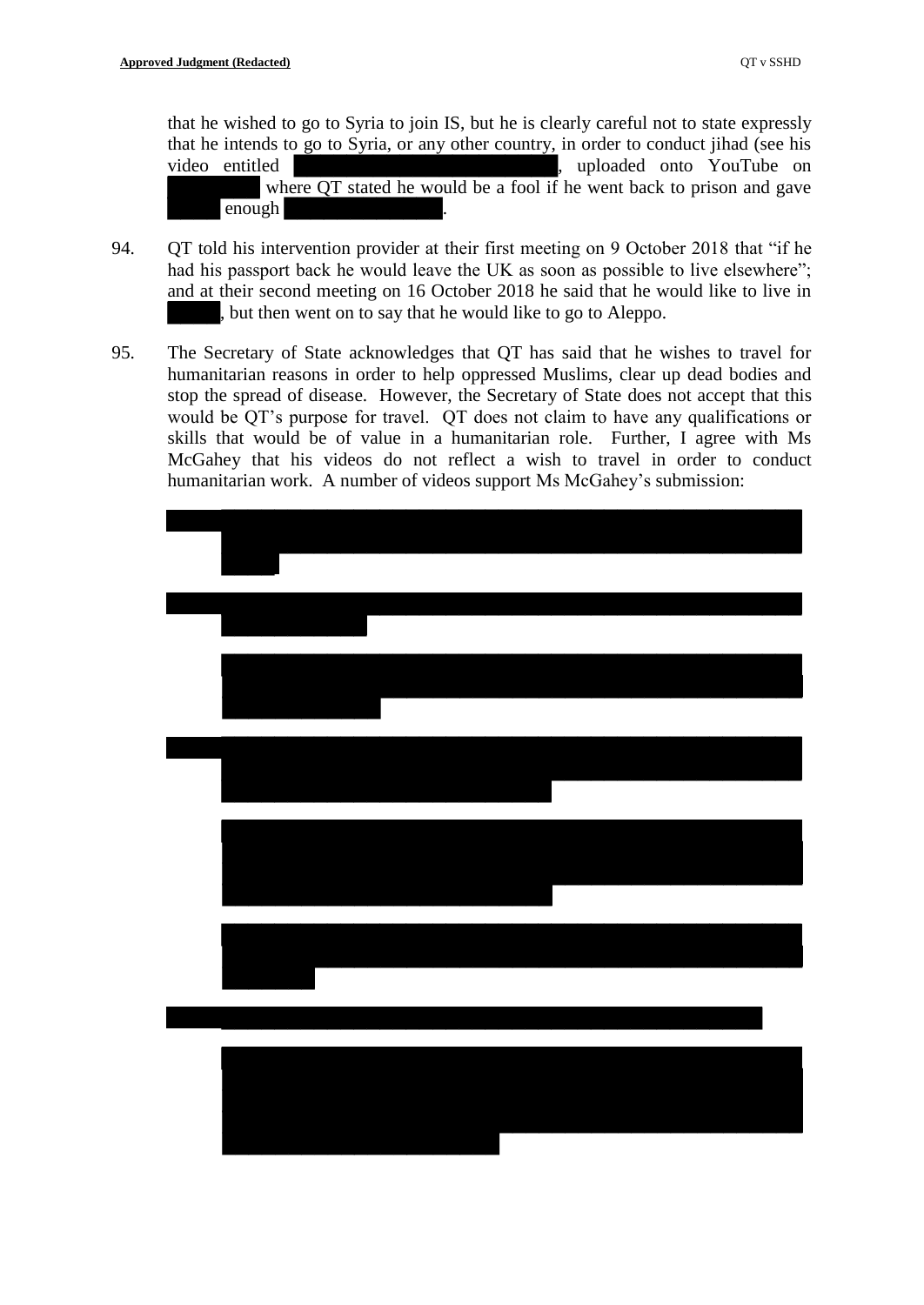that he wished to go to Syria to join IS, but he is clearly careful not to state expressly that he intends to go to Syria, or any other country, in order to conduct jihad (see his video entitled [REDACTED], uploaded onto YouTube on [REDACTED] where QT stated he would be a fool if he went back to prison and gave [REDACTED] enough [REDACTED].

94. QT told his intervention provider at their first meeting on 9 October 2018 that "if he had his passport back he would leave the UK as soon as possible to live elsewhere"; and at their second meeting on 16 October 2018 he said that he would like to live in [REDACTED], but then went on to say that he would like to go to Aleppo.

95. The Secretary of State acknowledges that QT has said that he wishes to travel for humanitarian reasons in order to help oppressed Muslims, clear up dead bodies and stop the spread of disease. However, the Secretary of State does not accept that this would be QT's purpose for travel. QT does not claim to have any qualifications or skills that would be of value in a humanitarian role. Further, I agree with Ms McGahey that his videos do not reflect a wish to travel in order to conduct humanitarian work. A number of videos support Ms McGahey's submission:

[REDACTED]

[REDACTED]

[REDACTED]

[REDACTED]

[REDACTED]

[REDACTED]

[REDACTED]

[REDACTED]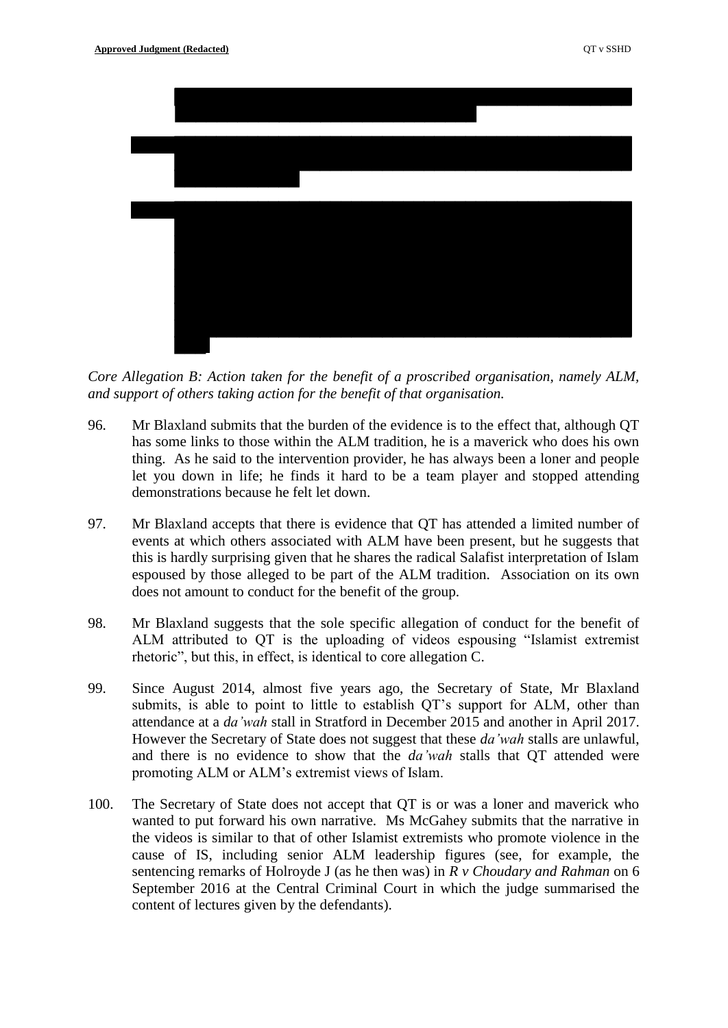*Core Allegation B: Action taken for the benefit of a proscribed organisation, namely ALM, and support of others taking action for the benefit of that organisation.*

96. Mr Blaxland submits that the burden of the evidence is to the effect that, although QT has some links to those within the ALM tradition, he is a maverick who does his own thing. As he said to the intervention provider, he has always been a loner and people let you down in life; he finds it hard to be a team player and stopped attending demonstrations because he felt let down.

97. Mr Blaxland accepts that there is evidence that QT has attended a limited number of events at which others associated with ALM have been present, but he suggests that this is hardly surprising given that he shares the radical Salafist interpretation of Islam espoused by those alleged to be part of the ALM tradition. Association on its own does not amount to conduct for the benefit of the group.

98. Mr Blaxland suggests that the sole specific allegation of conduct for the benefit of ALM attributed to QT is the uploading of videos espousing "Islamist extremist rhetoric", but this, in effect, is identical to core allegation C.

99. Since August 2014, almost five years ago, the Secretary of State, Mr Blaxland submits, is able to point to little to establish QT's support for ALM, other than attendance at a *da'wah* stall in Stratford in December 2015 and another in April 2017. However the Secretary of State does not suggest that these *da'wah* stalls are unlawful, and there is no evidence to show that the *da'wah* stalls that QT attended were promoting ALM or ALM's extremist views of Islam.

100. The Secretary of State does not accept that QT is or was a loner and maverick who wanted to put forward his own narrative. Ms McGahey submits that the narrative in the videos is similar to that of other Islamist extremists who promote violence in the cause of IS, including senior ALM leadership figures (see, for example, the sentencing remarks of Holroyde J (as he then was) in *R v Choudary and Rahman* on 6 September 2016 at the Central Criminal Court in which the judge summarised the content of lectures given by the defendants).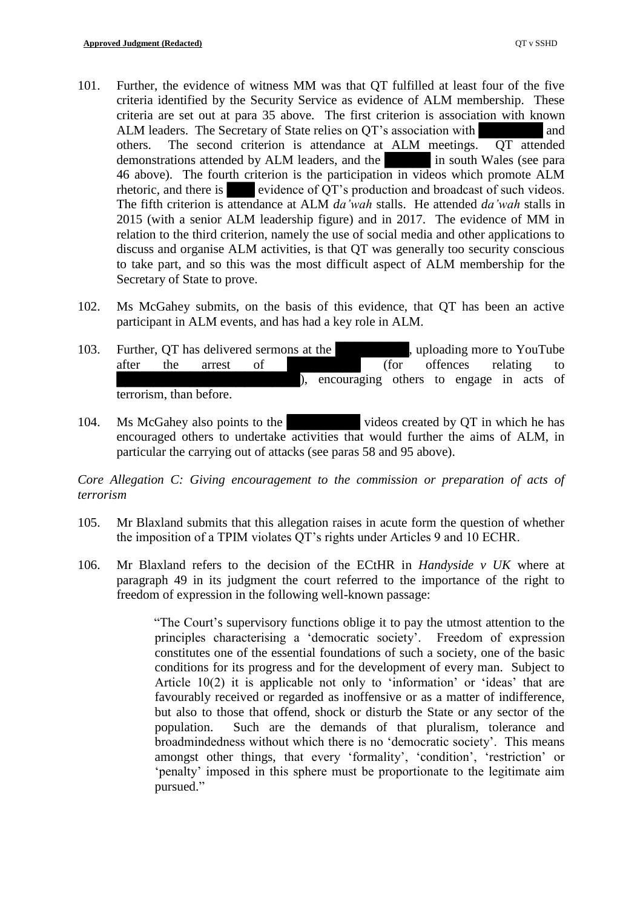101. Further, the evidence of witness MM was that QT fulfilled at least four of the five criteria identified by the Security Service as evidence of ALM membership. These criteria are set out at para 35 above. The first criterion is association with known ALM leaders. The Secretary of State relies on QT's association with ██████████ and others. The second criterion is attendance at ALM meetings. QT attended demonstrations attended by ALM leaders, and the ███████ in south Wales (see para 46 above). The fourth criterion is the participation in videos which promote ALM rhetoric, and there is █████ evidence of QT's production and broadcast of such videos. The fifth criterion is attendance at ALM *da'wah* stalls. He attended *da'wah* stalls in 2015 (with a senior ALM leadership figure) and in 2017. The evidence of MM in relation to the third criterion, namely the use of social media and other applications to discuss and organise ALM activities, is that QT was generally too security conscious to take part, and so this was the most difficult aspect of ALM membership for the Secretary of State to prove.

102. Ms McGahey submits, on the basis of this evidence, that QT has been an active participant in ALM events, and has had a key role in ALM.

103. Further, QT has delivered sermons at the ████████████, uploading more to YouTube after the arrest of ████████████ (for offences relating to ████████████████████████████), encouraging others to engage in acts of terrorism, than before.

104. Ms McGahey also points to the ███████████ videos created by QT in which he has encouraged others to undertake activities that would further the aims of ALM, in particular the carrying out of attacks (see paras 58 and 95 above).

*Core Allegation C: Giving encouragement to the commission or preparation of acts of terrorism*

105. Mr Blaxland submits that this allegation raises in acute form the question of whether the imposition of a TPIM violates QT's rights under Articles 9 and 10 ECHR.

106. Mr Blaxland refers to the decision of the ECtHR in *Handyside v UK* where at paragraph 49 in its judgment the court referred to the importance of the right to freedom of expression in the following well-known passage:

> "The Court's supervisory functions oblige it to pay the utmost attention to the principles characterising a 'democratic society'. Freedom of expression constitutes one of the essential foundations of such a society, one of the basic conditions for its progress and for the development of every man. Subject to Article 10(2) it is applicable not only to 'information' or 'ideas' that are favourably received or regarded as inoffensive or as a matter of indifference, but also to those that offend, shock or disturb the State or any sector of the population. Such are the demands of that pluralism, tolerance and broadmindedness without which there is no 'democratic society'. This means amongst other things, that every 'formality', 'condition', 'restriction' or 'penalty' imposed in this sphere must be proportionate to the legitimate aim pursued."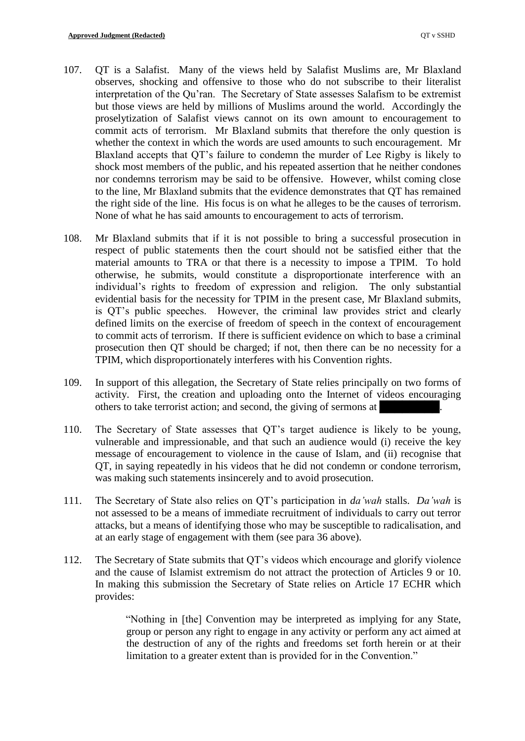107. QT is a Salafist. Many of the views held by Salafist Muslims are, Mr Blaxland observes, shocking and offensive to those who do not subscribe to their literalist interpretation of the Qu'ran. The Secretary of State assesses Salafism to be extremist but those views are held by millions of Muslims around the world. Accordingly the proselytization of Salafist views cannot on its own amount to encouragement to commit acts of terrorism. Mr Blaxland submits that therefore the only question is whether the context in which the words are used amounts to such encouragement. Mr Blaxland accepts that QT's failure to condemn the murder of Lee Rigby is likely to shock most members of the public, and his repeated assertion that he neither condones nor condemns terrorism may be said to be offensive. However, whilst coming close to the line, Mr Blaxland submits that the evidence demonstrates that QT has remained the right side of the line. His focus is on what he alleges to be the causes of terrorism. None of what he has said amounts to encouragement to acts of terrorism.

108. Mr Blaxland submits that if it is not possible to bring a successful prosecution in respect of public statements then the court should not be satisfied either that the material amounts to TRA or that there is a necessity to impose a TPIM. To hold otherwise, he submits, would constitute a disproportionate interference with an individual's rights to freedom of expression and religion. The only substantial evidential basis for the necessity for TPIM in the present case, Mr Blaxland submits, is QT's public speeches. However, the criminal law provides strict and clearly defined limits on the exercise of freedom of speech in the context of encouragement to commit acts of terrorism. If there is sufficient evidence on which to base a criminal prosecution then QT should be charged; if not, then there can be no necessity for a TPIM, which disproportionately interferes with his Convention rights.

109. In support of this allegation, the Secretary of State relies principally on two forms of activity. First, the creation and uploading onto the Internet of videos encouraging others to take terrorist action; and second, the giving of sermons at [REDACTED].

110. The Secretary of State assesses that QT's target audience is likely to be young, vulnerable and impressionable, and that such an audience would (i) receive the key message of encouragement to violence in the cause of Islam, and (ii) recognise that QT, in saying repeatedly in his videos that he did not condemn or condone terrorism, was making such statements insincerely and to avoid prosecution.

111. The Secretary of State also relies on QT's participation in *da'wah* stalls. *Da'wah* is not assessed to be a means of immediate recruitment of individuals to carry out terror attacks, but a means of identifying those who may be susceptible to radicalisation, and at an early stage of engagement with them (see para 36 above).

112. The Secretary of State submits that QT's videos which encourage and glorify violence and the cause of Islamist extremism do not attract the protection of Articles 9 or 10. In making this submission the Secretary of State relies on Article 17 ECHR which provides:

> "Nothing in [the] Convention may be interpreted as implying for any State, group or person any right to engage in any activity or perform any act aimed at the destruction of any of the rights and freedoms set forth herein or at their limitation to a greater extent than is provided for in the Convention."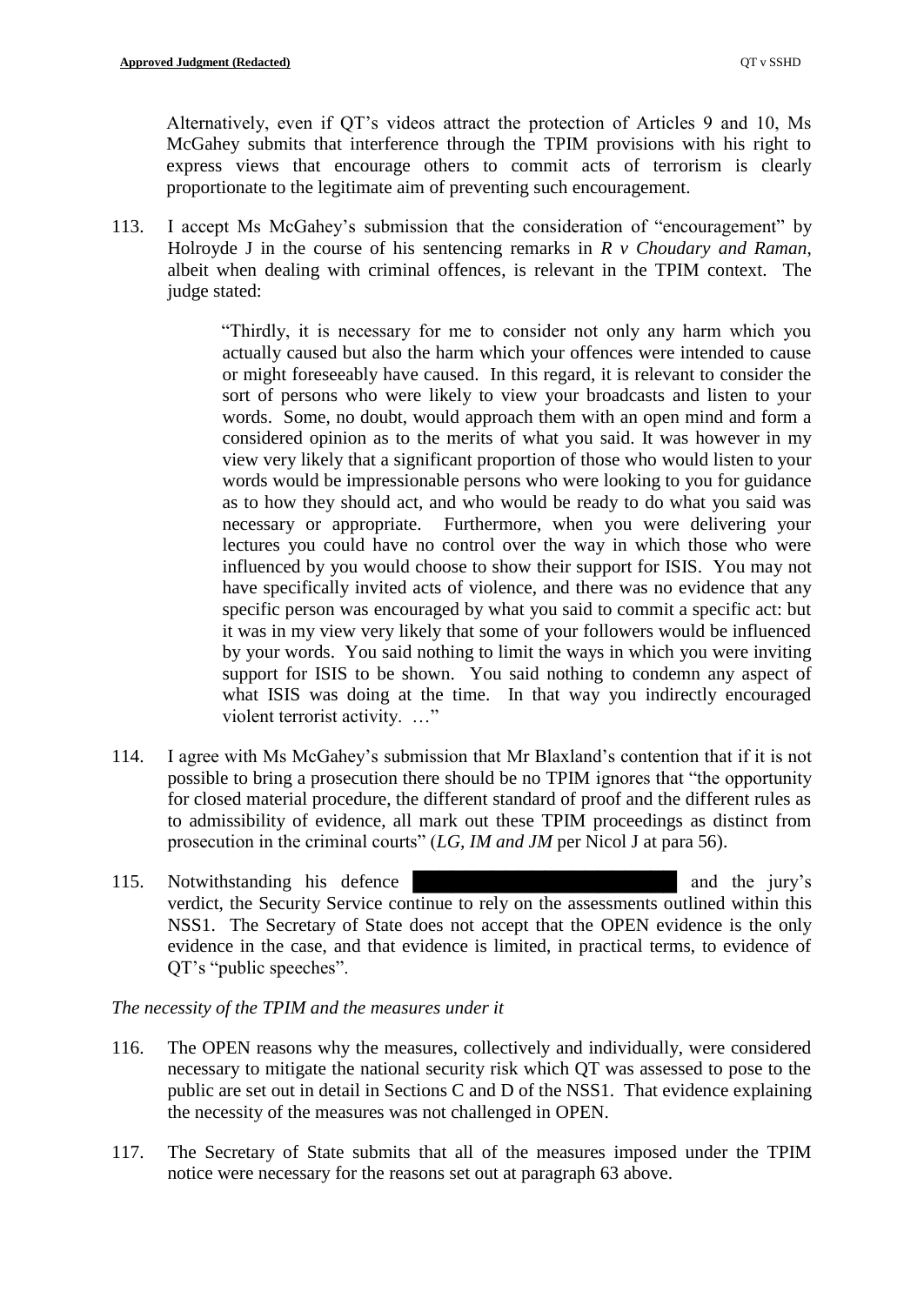Alternatively, even if QT's videos attract the protection of Articles 9 and 10, Ms McGahey submits that interference through the TPIM provisions with his right to express views that encourage others to commit acts of terrorism is clearly proportionate to the legitimate aim of preventing such encouragement.

113. I accept Ms McGahey's submission that the consideration of "encouragement" by Holroyde J in the course of his sentencing remarks in *R v Choudary and Raman*, albeit when dealing with criminal offences, is relevant in the TPIM context. The judge stated:

> "Thirdly, it is necessary for me to consider not only any harm which you actually caused but also the harm which your offences were intended to cause or might foreseeably have caused. In this regard, it is relevant to consider the sort of persons who were likely to view your broadcasts and listen to your words. Some, no doubt, would approach them with an open mind and form a considered opinion as to the merits of what you said. It was however in my view very likely that a significant proportion of those who would listen to your words would be impressionable persons who were looking to you for guidance as to how they should act, and who would be ready to do what you said was necessary or appropriate. Furthermore, when you were delivering your lectures you could have no control over the way in which those who were influenced by you would choose to show their support for ISIS. You may not have specifically invited acts of violence, and there was no evidence that any specific person was encouraged by what you said to commit a specific act: but it was in my view very likely that some of your followers would be influenced by your words. You said nothing to limit the ways in which you were inviting support for ISIS to be shown. You said nothing to condemn any aspect of what ISIS was doing at the time. In that way you indirectly encouraged violent terrorist activity. …"

114. I agree with Ms McGahey's submission that Mr Blaxland's contention that if it is not possible to bring a prosecution there should be no TPIM ignores that "the opportunity for closed material procedure, the different standard of proof and the different rules as to admissibility of evidence, all mark out these TPIM proceedings as distinct from prosecution in the criminal courts" (*LG, IM and JM* per Nicol J at para 56).

115. Notwithstanding his defence ██████████████████████ and the jury's verdict, the Security Service continue to rely on the assessments outlined within this NSS1. The Secretary of State does not accept that the OPEN evidence is the only evidence in the case, and that evidence is limited, in practical terms, to evidence of QT's "public speeches".

*The necessity of the TPIM and the measures under it*

116. The OPEN reasons why the measures, collectively and individually, were considered necessary to mitigate the national security risk which QT was assessed to pose to the public are set out in detail in Sections C and D of the NSS1. That evidence explaining the necessity of the measures was not challenged in OPEN.

117. The Secretary of State submits that all of the measures imposed under the TPIM notice were necessary for the reasons set out at paragraph 63 above.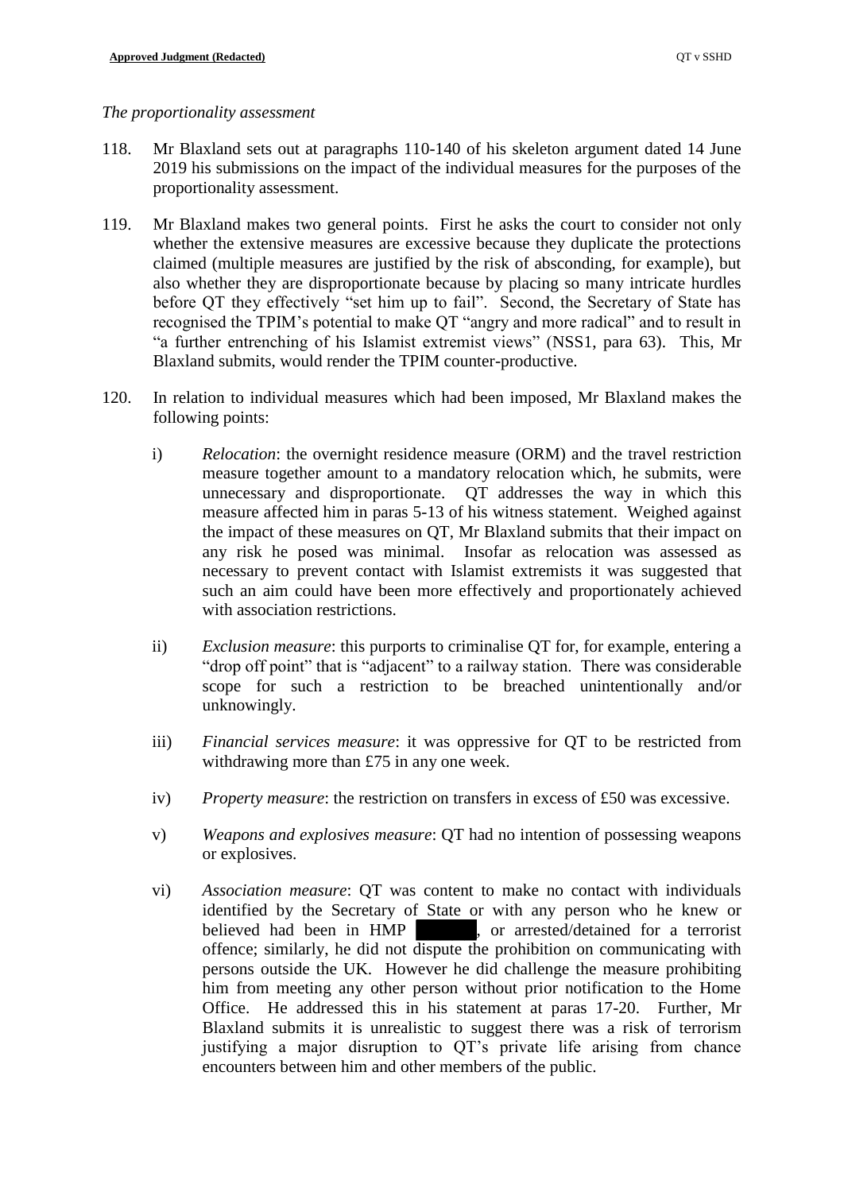*The proportionality assessment*

118. Mr Blaxland sets out at paragraphs 110-140 of his skeleton argument dated 14 June 2019 his submissions on the impact of the individual measures for the purposes of the proportionality assessment.

119. Mr Blaxland makes two general points. First he asks the court to consider not only whether the extensive measures are excessive because they duplicate the protections claimed (multiple measures are justified by the risk of absconding, for example), but also whether they are disproportionate because by placing so many intricate hurdles before QT they effectively "set him up to fail". Second, the Secretary of State has recognised the TPIM's potential to make QT "angry and more radical" and to result in "a further entrenching of his Islamist extremist views" (NSS1, para 63). This, Mr Blaxland submits, would render the TPIM counter-productive.

120. In relation to individual measures which had been imposed, Mr Blaxland makes the following points:

   i) *Relocation*: the overnight residence measure (ORM) and the travel restriction measure together amount to a mandatory relocation which, he submits, were unnecessary and disproportionate. QT addresses the way in which this measure affected him in paras 5-13 of his witness statement. Weighed against the impact of these measures on QT, Mr Blaxland submits that their impact on any risk he posed was minimal. Insofar as relocation was assessed as necessary to prevent contact with Islamist extremists it was suggested that such an aim could have been more effectively and proportionately achieved with association restrictions.

   ii) *Exclusion measure*: this purports to criminalise QT for, for example, entering a "drop off point" that is "adjacent" to a railway station. There was considerable scope for such a restriction to be breached unintentionally and/or unknowingly.

   iii) *Financial services measure*: it was oppressive for QT to be restricted from withdrawing more than £75 in any one week.

   iv) *Property measure*: the restriction on transfers in excess of £50 was excessive.

   v) *Weapons and explosives measure*: QT had no intention of possessing weapons or explosives.

   vi) *Association measure*: QT was content to make no contact with individuals identified by the Secretary of State or with any person who he knew or believed had been in HMP ██████, or arrested/detained for a terrorist offence; similarly, he did not dispute the prohibition on communicating with persons outside the UK. However he did challenge the measure prohibiting him from meeting any other person without prior notification to the Home Office. He addressed this in his statement at paras 17-20. Further, Mr Blaxland submits it is unrealistic to suggest there was a risk of terrorism justifying a major disruption to QT's private life arising from chance encounters between him and other members of the public.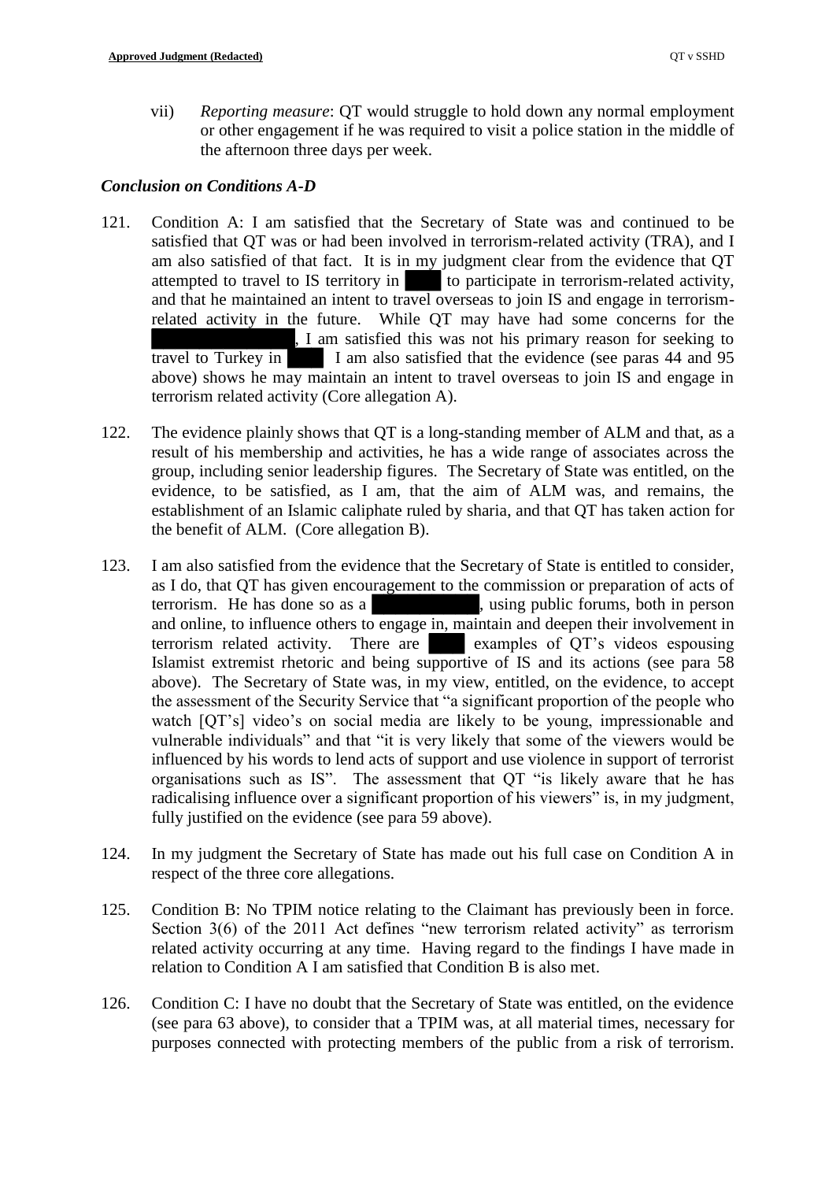vii) *Reporting measure*: QT would struggle to hold down any normal employment or other engagement if he was required to visit a police station in the middle of the afternoon three days per week.

### *Conclusion on Conditions A-D*

121. Condition A: I am satisfied that the Secretary of State was and continued to be satisfied that QT was or had been involved in terrorism-related activity (TRA), and I am also satisfied of that fact. It is in my judgment clear from the evidence that QT attempted to travel to IS territory in ████ to participate in terrorism-related activity, and that he maintained an intent to travel overseas to join IS and engage in terrorism-related activity in the future. While QT may have had some concerns for the ████████████████, I am satisfied this was not his primary reason for seeking to travel to Turkey in ████. I am also satisfied that the evidence (see paras 44 and 95 above) shows he may maintain an intent to travel overseas to join IS and engage in terrorism related activity (Core allegation A).

122. The evidence plainly shows that QT is a long-standing member of ALM and that, as a result of his membership and activities, he has a wide range of associates across the group, including senior leadership figures. The Secretary of State was entitled, on the evidence, to be satisfied, as I am, that the aim of ALM was, and remains, the establishment of an Islamic caliphate ruled by sharia, and that QT has taken action for the benefit of ALM. (Core allegation B).

123. I am also satisfied from the evidence that the Secretary of State is entitled to consider, as I do, that QT has given encouragement to the commission or preparation of acts of terrorism. He has done so as a ██████████, using public forums, both in person and online, to influence others to engage in, maintain and deepen their involvement in terrorism related activity. There are ████ examples of QT's videos espousing Islamist extremist rhetoric and being supportive of IS and its actions (see para 58 above). The Secretary of State was, in my view, entitled, on the evidence, to accept the assessment of the Security Service that "a significant proportion of the people who watch [QT's] video's on social media are likely to be young, impressionable and vulnerable individuals" and that "it is very likely that some of the viewers would be influenced by his words to lend acts of support and use violence in support of terrorist organisations such as IS". The assessment that QT "is likely aware that he has radicalising influence over a significant proportion of his viewers" is, in my judgment, fully justified on the evidence (see para 59 above).

124. In my judgment the Secretary of State has made out his full case on Condition A in respect of the three core allegations.

125. Condition B: No TPIM notice relating to the Claimant has previously been in force. Section 3(6) of the 2011 Act defines "new terrorism related activity" as terrorism related activity occurring at any time. Having regard to the findings I have made in relation to Condition A I am satisfied that Condition B is also met.

126. Condition C: I have no doubt that the Secretary of State was entitled, on the evidence (see para 63 above), to consider that a TPIM was, at all material times, necessary for purposes connected with protecting members of the public from a risk of terrorism.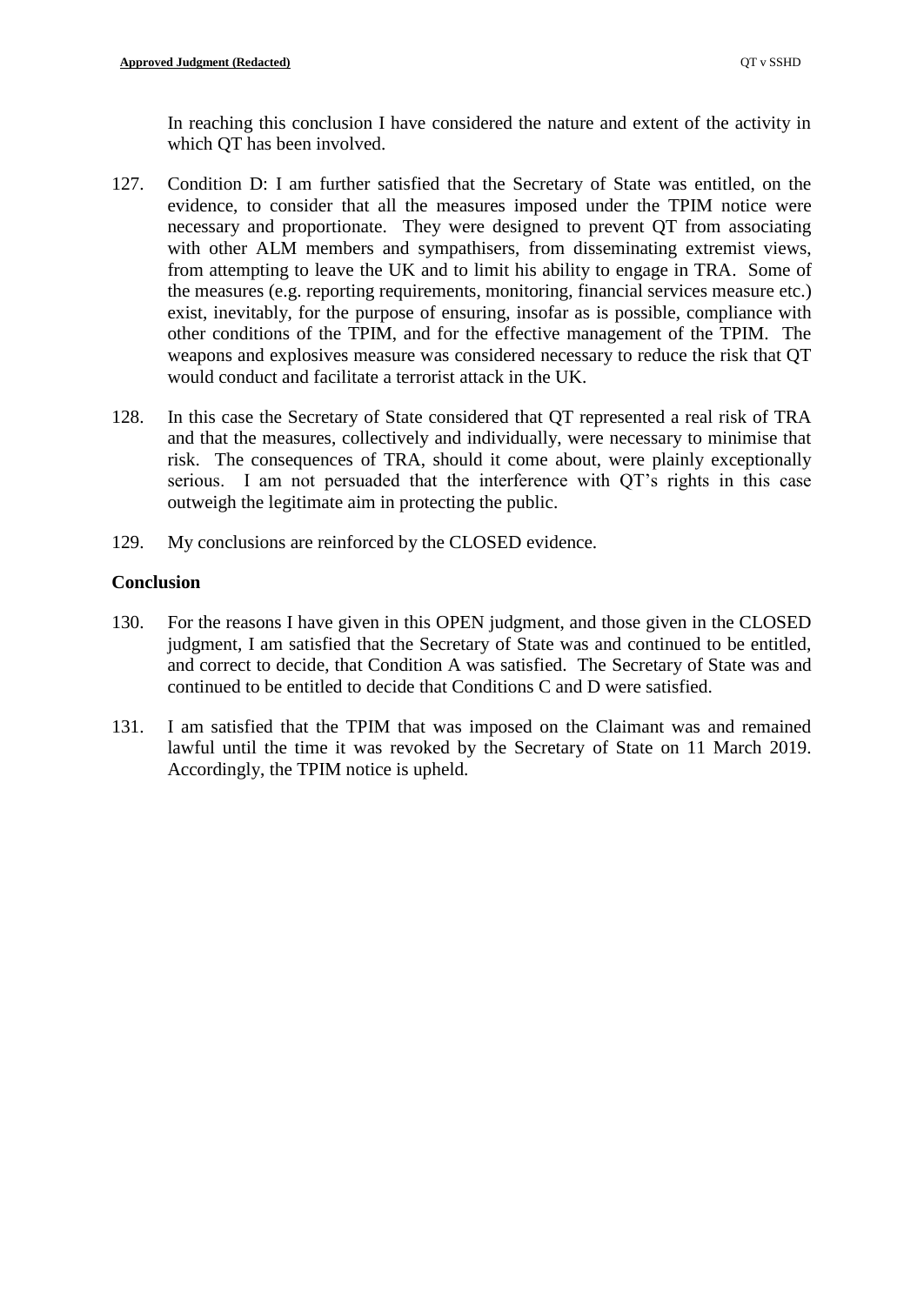In reaching this conclusion I have considered the nature and extent of the activity in which QT has been involved.

127. Condition D: I am further satisfied that the Secretary of State was entitled, on the evidence, to consider that all the measures imposed under the TPIM notice were necessary and proportionate. They were designed to prevent QT from associating with other ALM members and sympathisers, from disseminating extremist views, from attempting to leave the UK and to limit his ability to engage in TRA. Some of the measures (e.g. reporting requirements, monitoring, financial services measure etc.) exist, inevitably, for the purpose of ensuring, insofar as is possible, compliance with other conditions of the TPIM, and for the effective management of the TPIM. The weapons and explosives measure was considered necessary to reduce the risk that QT would conduct and facilitate a terrorist attack in the UK.

128. In this case the Secretary of State considered that QT represented a real risk of TRA and that the measures, collectively and individually, were necessary to minimise that risk. The consequences of TRA, should it come about, were plainly exceptionally serious. I am not persuaded that the interference with QT's rights in this case outweigh the legitimate aim in protecting the public.

129. My conclusions are reinforced by the CLOSED evidence.

**Conclusion**

130. For the reasons I have given in this OPEN judgment, and those given in the CLOSED judgment, I am satisfied that the Secretary of State was and continued to be entitled, and correct to decide, that Condition A was satisfied. The Secretary of State was and continued to be entitled to decide that Conditions C and D were satisfied.

131. I am satisfied that the TPIM that was imposed on the Claimant was and remained lawful until the time it was revoked by the Secretary of State on 11 March 2019. Accordingly, the TPIM notice is upheld.